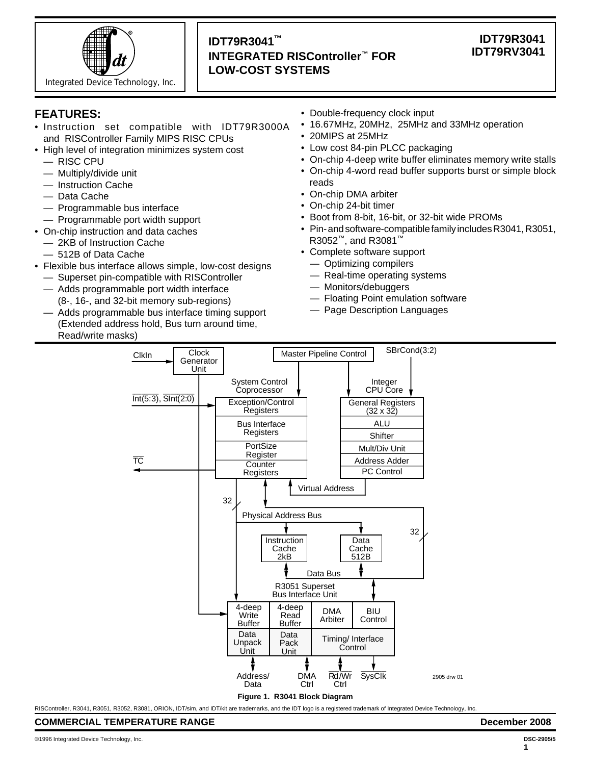# IDT79R3041™ INTEGRATED RISController™ FOR LOW-COST SYSTEMS

**IDT79R3041**
**IDT79RV3041**

Integrated Device Technology, Inc.

## FEATURES:

- Instruction set compatible with IDT79R3000A and RISController Family MIPS RISC CPUs
- High level of integration minimizes system cost
  - — RISC CPU
  - — Multiply/divide unit
  - — Instruction Cache
  - — Data Cache
  - — Programmable bus interface
  - — Programmable port width support
- On-chip instruction and data caches
  - — 2KB of Instruction Cache
  - — 512B of Data Cache
- Flexible bus interface allows simple, low-cost designs
  - — Superset pin-compatible with RISController
  - — Adds programmable port width interface (8-, 16-, and 32-bit memory sub-regions)
  - — Adds programmable bus interface timing support (Extended address hold, Bus turn around time, Read/write masks)
- Double-frequency clock input
- 16.67MHz, 20MHz, 25MHz and 33MHz operation
- 20MIPS at 25MHz
- Low cost 84-pin PLCC packaging
- On-chip 4-deep write buffer eliminates memory write stalls
- On-chip 4-word read buffer supports burst or simple block reads
- On-chip DMA arbiter
- On-chip 24-bit timer
- Boot from 8-bit, 16-bit, or 32-bit wide PROMs
- Pin- and software-compatible family includes R3041, R3051, R3052™, and R3081™
- Complete software support
  - — Optimizing compilers
  - — Real-time operating systems
  - — Monitors/debuggers
  - — Floating Point emulation software
  - — Page Description Languages

**Figure 1. R3041 Block Diagram**

RISController, R3041, R3051, R3052, R3081, ORION, IDT/sim, and IDT/kit are trademarks, and the IDT logo is a registered trademark of Integrated Device Technology, Inc.

**COMMERCIAL TEMPERATURE RANGE** **December 2008**

©1996 Integrated Device Technology, Inc. DSC-2905/5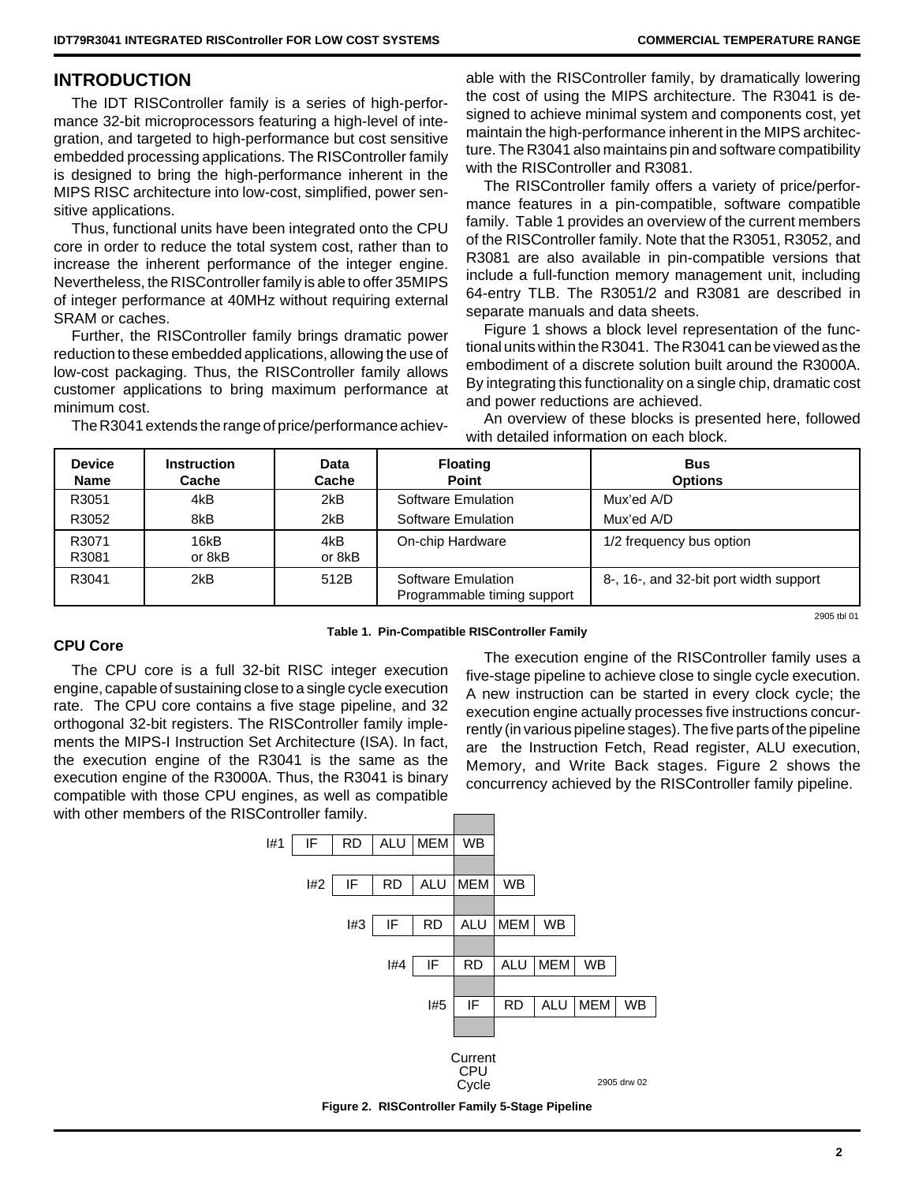## INTRODUCTION

The IDT RISController family is a series of high-performance 32-bit microprocessors featuring a high-level of integration, and targeted to high-performance but cost sensitive embedded processing applications. The RISController family is designed to bring the high-performance inherent in the MIPS RISC architecture into low-cost, simplified, power sensitive applications.

Thus, functional units have been integrated onto the CPU core in order to reduce the total system cost, rather than to increase the inherent performance of the integer engine. Nevertheless, the RISController family is able to offer 35MIPS of integer performance at 40MHz without requiring external SRAM or caches.

Further, the RISController family brings dramatic power reduction to these embedded applications, allowing the use of low-cost packaging. Thus, the RISController family allows customer applications to bring maximum performance at minimum cost.

The R3041 extends the range of price/performance achievable with the RISController family, by dramatically lowering the cost of using the MIPS architecture. The R3041 is designed to achieve minimal system and components cost, yet maintain the high-performance inherent in the MIPS architecture. The R3041 also maintains pin and software compatibility with the RISController and R3081.

The RISController family offers a variety of price/performance features in a pin-compatible, software compatible family. Table 1 provides an overview of the current members of the RISController family. Note that the R3051, R3052, and R3081 are also available in pin-compatible versions that include a full-function memory management unit, including 64-entry TLB. The R3051/2 and R3081 are described in separate manuals and data sheets.

Figure 1 shows a block level representation of the functional units within the R3041. The R3041 can be viewed as the embodiment of a discrete solution built around the R3000A. By integrating this functionality on a single chip, dramatic cost and power reductions are achieved.

An overview of these blocks is presented here, followed with detailed information on each block.

| Device Name | Instruction Cache | Data Cache | Floating Point | Bus Options |
|---|---|---|---|---|
| R3051 | 4kB | 2kB | Software Emulation | Mux'ed A/D |
| R3052 | 8kB | 2kB | Software Emulation | Mux'ed A/D |
| R3071 R3081 | 16kB or 8kB | 4kB or 8kB | On-chip Hardware | 1/2 frequency bus option |
| R3041 | 2kB | 512B | Software Emulation Programmable timing support | 8-, 16-, and 32-bit port width support |

2905 tbl 01

**Table 1. Pin-Compatible RISController Family**

### CPU Core

The CPU core is a full 32-bit RISC integer execution engine, capable of sustaining close to a single cycle execution rate. The CPU core contains a five stage pipeline, and 32 orthogonal 32-bit registers. The RISController family implements the MIPS-I Instruction Set Architecture (ISA). In fact, the execution engine of the R3041 is the same as the execution engine of the R3000A. Thus, the R3041 is binary compatible with those CPU engines, as well as compatible with other members of the RISController family.

The execution engine of the RISController family uses a five-stage pipeline to achieve close to single cycle execution. A new instruction can be started in every clock cycle; the execution engine actually processes five instructions concurrently (in various pipeline stages). The five parts of the pipeline are the Instruction Fetch, Read register, ALU execution, Memory, and Write Back stages. Figure 2 shows the concurrency achieved by the RISController family pipeline.

| | | | | | | | | | |
|---|---|---|---|---|---|---|---|---|---|
| I#1 | IF | RD | ALU | MEM | WB | | | | |
| I#2 | | IF | RD | ALU | MEM | WB | | | |
| I#3 | | | IF | RD | ALU | MEM | WB | | |
| I#4 | | | | IF | RD | ALU | MEM | WB | |
| I#5 | | | | | IF | RD | ALU | MEM | WB |
| | | | | | Current CPU Cycle | | | | |

2905 drw 02

**Figure 2. RISController Family 5-Stage Pipeline**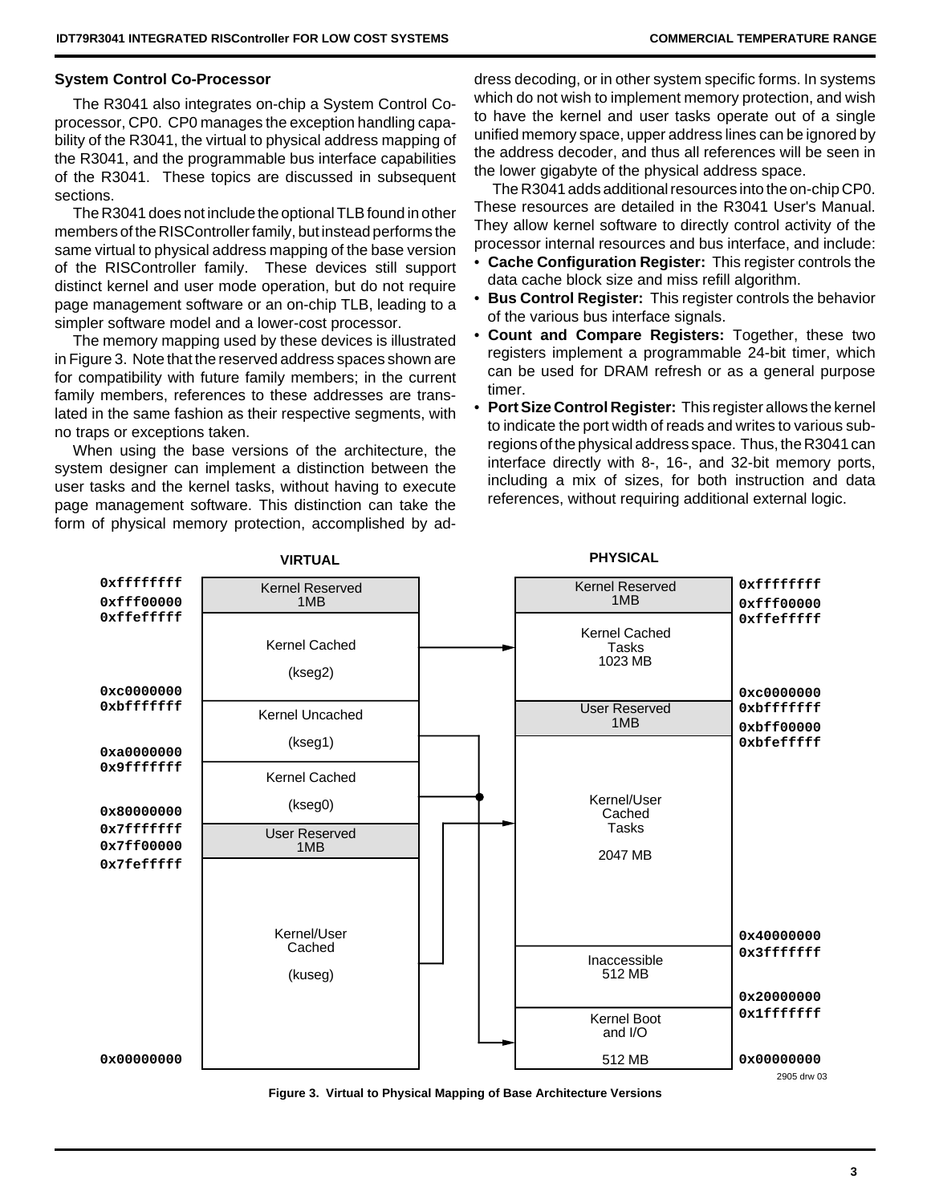### System Control Co-Processor

The R3041 also integrates on-chip a System Control Co-processor, CP0. CP0 manages the exception handling capability of the R3041, the virtual to physical address mapping of the R3041, and the programmable bus interface capabilities of the R3041. These topics are discussed in subsequent sections.

The R3041 does not include the optional TLB found in other members of the RISController family, but instead performs the same virtual to physical address mapping of the base version of the RISController family. These devices still support distinct kernel and user mode operation, but do not require page management software or an on-chip TLB, leading to a simpler software model and a lower-cost processor.

The memory mapping used by these devices is illustrated in Figure 3. Note that the reserved address spaces shown are for compatibility with future family members; in the current family members, references to these addresses are translated in the same fashion as their respective segments, with no traps or exceptions taken.

When using the base versions of the architecture, the system designer can implement a distinction between the user tasks and the kernel tasks, without having to execute page management software. This distinction can take the form of physical memory protection, accomplished by address decoding, or in other system specific forms. In systems which do not wish to implement memory protection, and wish to have the kernel and user tasks operate out of a single unified memory space, upper address lines can be ignored by the address decoder, and thus all references will be seen in the lower gigabyte of the physical address space.

The R3041 adds additional resources into the on-chip CP0. These resources are detailed in the R3041 User's Manual. They allow kernel software to directly control activity of the processor internal resources and bus interface, and include:

- **Cache Configuration Register:** This register controls the data cache block size and miss refill algorithm.
- **Bus Control Register:** This register controls the behavior of the various bus interface signals.
- **Count and Compare Registers:** Together, these two registers implement a programmable 24-bit timer, which can be used for DRAM refresh or as a general purpose timer.
- **Port Size Control Register:** This register allows the kernel to indicate the port width of reads and writes to various sub-regions of the physical address space. Thus, the R3041 can interface directly with 8-, 16-, and 32-bit memory ports, including a mix of sizes, for both instruction and data references, without requiring additional external logic.

| VIRTUAL Address | VIRTUAL Segment | PHYSICAL Segment | PHYSICAL Address |
|---|---|---|---|
| 0xffffffff – 0xfff00000 | Kernel Reserved 1MB | Kernel Reserved 1MB | 0xffffffff – 0xfff00000 |
| 0xffefffff – 0xc0000000 | Kernel Cached (kseg2) | Kernel Cached Tasks 1023 MB | 0xffefffff – 0xc0000000 |
| 0xbfffffff – 0xa0000000 | Kernel Uncached (kseg1) | User Reserved 1MB | 0xbfffffff – 0xbff00000 |
| 0x9fffffff – 0x80000000 | Kernel Cached (kseg0) | Kernel/User Cached Tasks 2047 MB | 0xbfefffff – 0x40000000 |
| 0x7fffffff – 0x7ff00000 | User Reserved 1MB | Inaccessible 512 MB | 0x3fffffff – 0x20000000 |
| 0x7fefffff – 0x00000000 | Kernel/User Cached (kuseg) | Kernel Boot and I/O 512 MB | 0x1fffffff – 0x00000000 |

Mapping: kseg2 → Kernel Cached Tasks; kuseg → Kernel/User Cached Tasks; kseg0 and kseg1 → Kernel Boot and I/O.

2905 drw 03

**Figure 3. Virtual to Physical Mapping of Base Architecture Versions**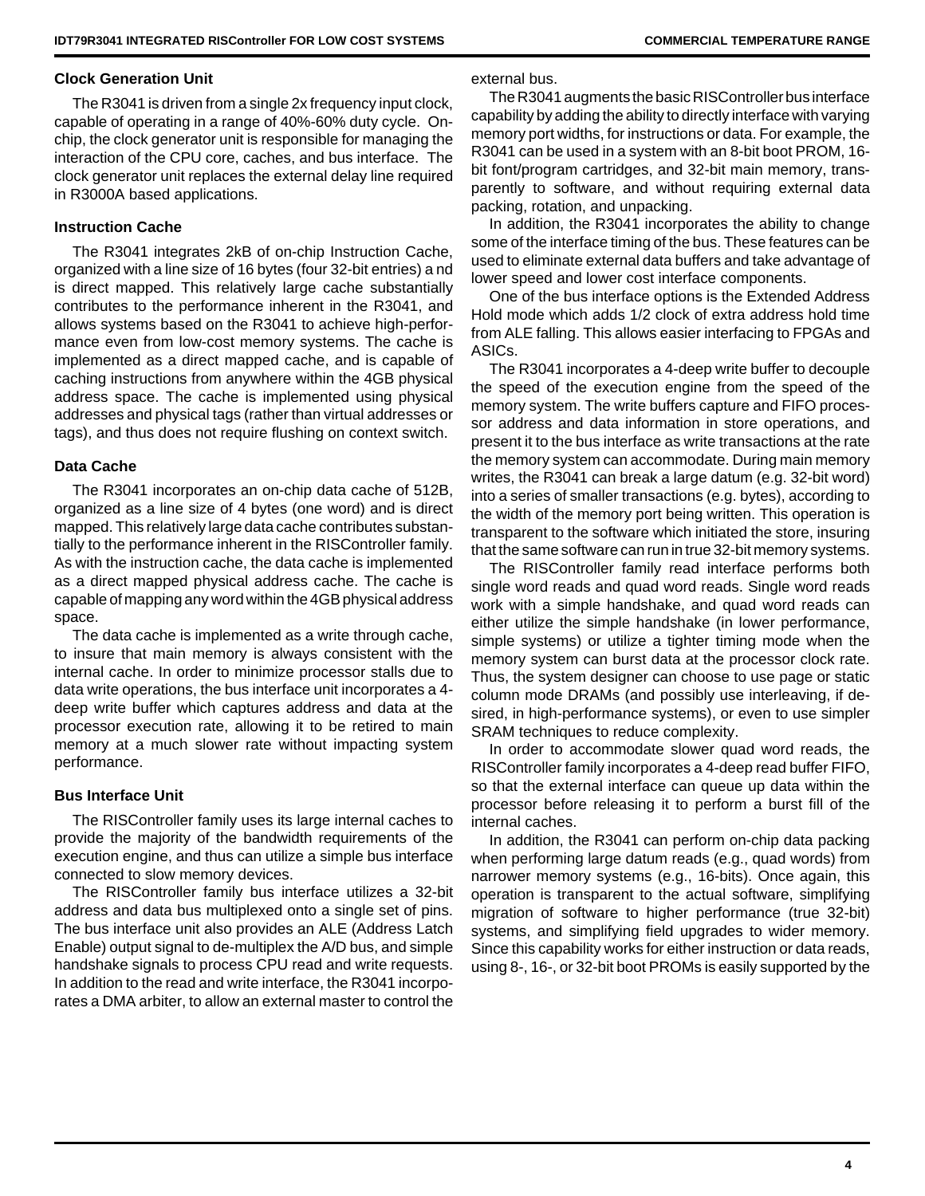### Clock Generation Unit

The R3041 is driven from a single 2x frequency input clock, capable of operating in a range of 40%-60% duty cycle. On-chip, the clock generator unit is responsible for managing the interaction of the CPU core, caches, and bus interface. The clock generator unit replaces the external delay line required in R3000A based applications.

### Instruction Cache

The R3041 integrates 2kB of on-chip Instruction Cache, organized with a line size of 16 bytes (four 32-bit entries) a nd is direct mapped. This relatively large cache substantially contributes to the performance inherent in the R3041, and allows systems based on the R3041 to achieve high-performance even from low-cost memory systems. The cache is implemented as a direct mapped cache, and is capable of caching instructions from anywhere within the 4GB physical address space. The cache is implemented using physical addresses and physical tags (rather than virtual addresses or tags), and thus does not require flushing on context switch.

### Data Cache

The R3041 incorporates an on-chip data cache of 512B, organized as a line size of 4 bytes (one word) and is direct mapped. This relatively large data cache contributes substantially to the performance inherent in the RISController family. As with the instruction cache, the data cache is implemented as a direct mapped physical address cache. The cache is capable of mapping any word within the 4GB physical address space.

The data cache is implemented as a write through cache, to insure that main memory is always consistent with the internal cache. In order to minimize processor stalls due to data write operations, the bus interface unit incorporates a 4-deep write buffer which captures address and data at the processor execution rate, allowing it to be retired to main memory at a much slower rate without impacting system performance.

### Bus Interface Unit

The RISController family uses its large internal caches to provide the majority of the bandwidth requirements of the execution engine, and thus can utilize a simple bus interface connected to slow memory devices.

The RISController family bus interface utilizes a 32-bit address and data bus multiplexed onto a single set of pins. The bus interface unit also provides an ALE (Address Latch Enable) output signal to de-multiplex the A/D bus, and simple handshake signals to process CPU read and write requests. In addition to the read and write interface, the R3041 incorporates a DMA arbiter, to allow an external master to control the external bus.

The R3041 augments the basic RISController bus interface capability by adding the ability to directly interface with varying memory port widths, for instructions or data. For example, the R3041 can be used in a system with an 8-bit boot PROM, 16-bit font/program cartridges, and 32-bit main memory, transparently to software, and without requiring external data packing, rotation, and unpacking.

In addition, the R3041 incorporates the ability to change some of the interface timing of the bus. These features can be used to eliminate external data buffers and take advantage of lower speed and lower cost interface components.

One of the bus interface options is the Extended Address Hold mode which adds 1/2 clock of extra address hold time from ALE falling. This allows easier interfacing to FPGAs and ASICs.

The R3041 incorporates a 4-deep write buffer to decouple the speed of the execution engine from the speed of the memory system. The write buffers capture and FIFO processor address and data information in store operations, and present it to the bus interface as write transactions at the rate the memory system can accommodate. During main memory writes, the R3041 can break a large datum (e.g. 32-bit word) into a series of smaller transactions (e.g. bytes), according to the width of the memory port being written. This operation is transparent to the software which initiated the store, insuring that the same software can run in true 32-bit memory systems.

The RISController family read interface performs both single word reads and quad word reads. Single word reads work with a simple handshake, and quad word reads can either utilize the simple handshake (in lower performance, simple systems) or utilize a tighter timing mode when the memory system can burst data at the processor clock rate. Thus, the system designer can choose to use page or static column mode DRAMs (and possibly use interleaving, if desired, in high-performance systems), or even to use simpler SRAM techniques to reduce complexity.

In order to accommodate slower quad word reads, the RISController family incorporates a 4-deep read buffer FIFO, so that the external interface can queue up data within the processor before releasing it to perform a burst fill of the internal caches.

In addition, the R3041 can perform on-chip data packing when performing large datum reads (e.g., quad words) from narrower memory systems (e.g., 16-bits). Once again, this operation is transparent to the actual software, simplifying migration of software to higher performance (true 32-bit) systems, and simplifying field upgrades to wider memory. Since this capability works for either instruction or data reads, using 8-, 16-, or 32-bit boot PROMs is easily supported by the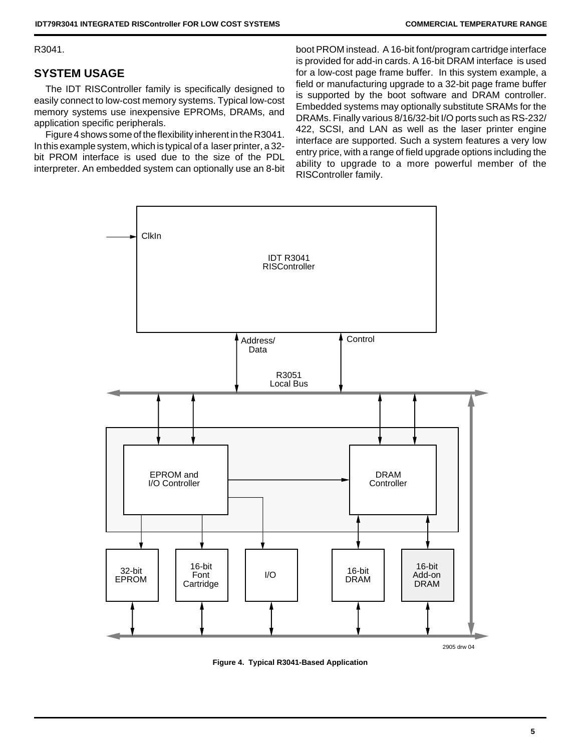R3041.

## SYSTEM USAGE

The IDT RISController family is specifically designed to easily connect to low-cost memory systems. Typical low-cost memory systems use inexpensive EPROMs, DRAMs, and application specific peripherals.

Figure 4 shows some of the flexibility inherent in the R3041. In this example system, which is typical of a laser printer, a 32-bit PROM interface is used due to the size of the PDL interpreter. An embedded system can optionally use an 8-bit boot PROM instead. A 16-bit font/program cartridge interface is provided for add-in cards. A 16-bit DRAM interface is used for a low-cost page frame buffer. In this system example, a field or manufacturing upgrade to a 32-bit page frame buffer is supported by the boot software and DRAM controller. Embedded systems may optionally substitute SRAMs for the DRAMs. Finally various 8/16/32-bit I/O ports such as RS-232/422, SCSI, and LAN as well as the laser printer engine interface are supported. Such a system features a very low entry price, with a range of field upgrade options including the ability to upgrade to a more powerful member of the RISController family.

ClkIn

IDT R3041 RISController

Address/ Data

Control

R3051 Local Bus

EPROM and I/O Controller

DRAM Controller

32-bit EPROM

16-bit Font Cartridge

I/O

16-bit DRAM

16-bit Add-on DRAM

2905 drw 04

**Figure 4. Typical R3041-Based Application**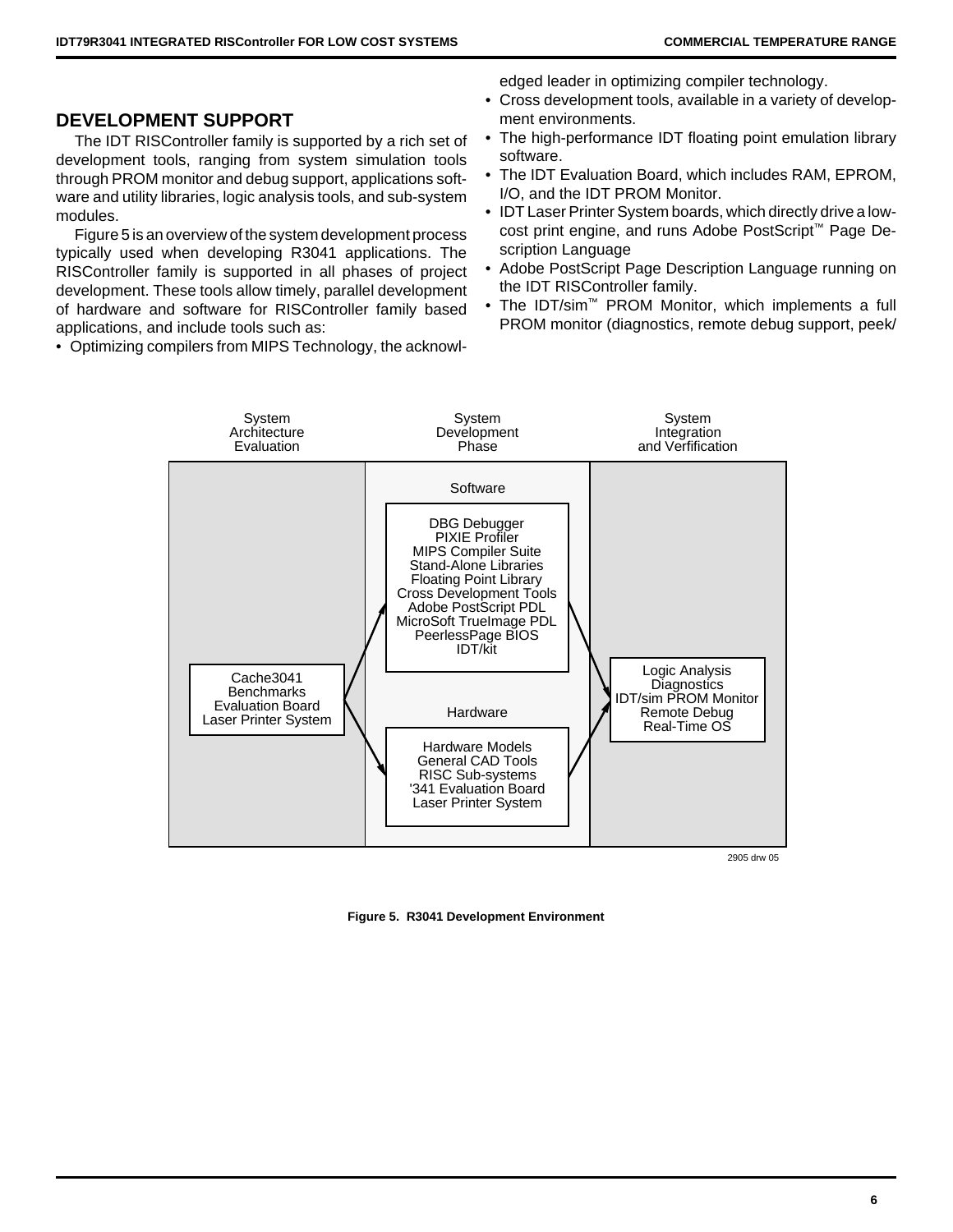## DEVELOPMENT SUPPORT

The IDT RISController family is supported by a rich set of development tools, ranging from system simulation tools through PROM monitor and debug support, applications software and utility libraries, logic analysis tools, and sub-system modules.

Figure 5 is an overview of the system development process typically used when developing R3041 applications. The RISController family is supported in all phases of project development. These tools allow timely, parallel development of hardware and software for RISController family based applications, and include tools such as:

- Optimizing compilers from MIPS Technology, the acknowledged leader in optimizing compiler technology.
- Cross development tools, available in a variety of development environments.
- The high-performance IDT floating point emulation library software.
- The IDT Evaluation Board, which includes RAM, EPROM, I/O, and the IDT PROM Monitor.
- IDT Laser Printer System boards, which directly drive a low-cost print engine, and runs Adobe PostScript™ Page Description Language
- Adobe PostScript Page Description Language running on the IDT RISController family.
- The IDT/sim™ PROM Monitor, which implements a full PROM monitor (diagnostics, remote debug support, peek/

| System Architecture Evaluation | System Development Phase | System Integration and Verfification |
|---|---|---|
| Cache3041<br>Benchmarks<br>Evaluation Board<br>Laser Printer System | **Software:**<br>DBG Debugger<br>PIXIE Profiler<br>MIPS Compiler Suite<br>Stand-Alone Libraries<br>Floating Point Library<br>Cross Development Tools<br>Adobe PostScript PDL<br>MicroSoft TrueImage PDL<br>PeerlessPage BIOS<br>IDT/kit | Logic Analysis<br>Diagnostics<br>IDT/sim PROM Monitor<br>Remote Debug<br>Real-Time OS |
| | **Hardware:**<br>Hardware Models<br>General CAD Tools<br>RISC Sub-systems<br>'341 Evaluation Board<br>Laser Printer System | |

2905 drw 05

**Figure 5. R3041 Development Environment**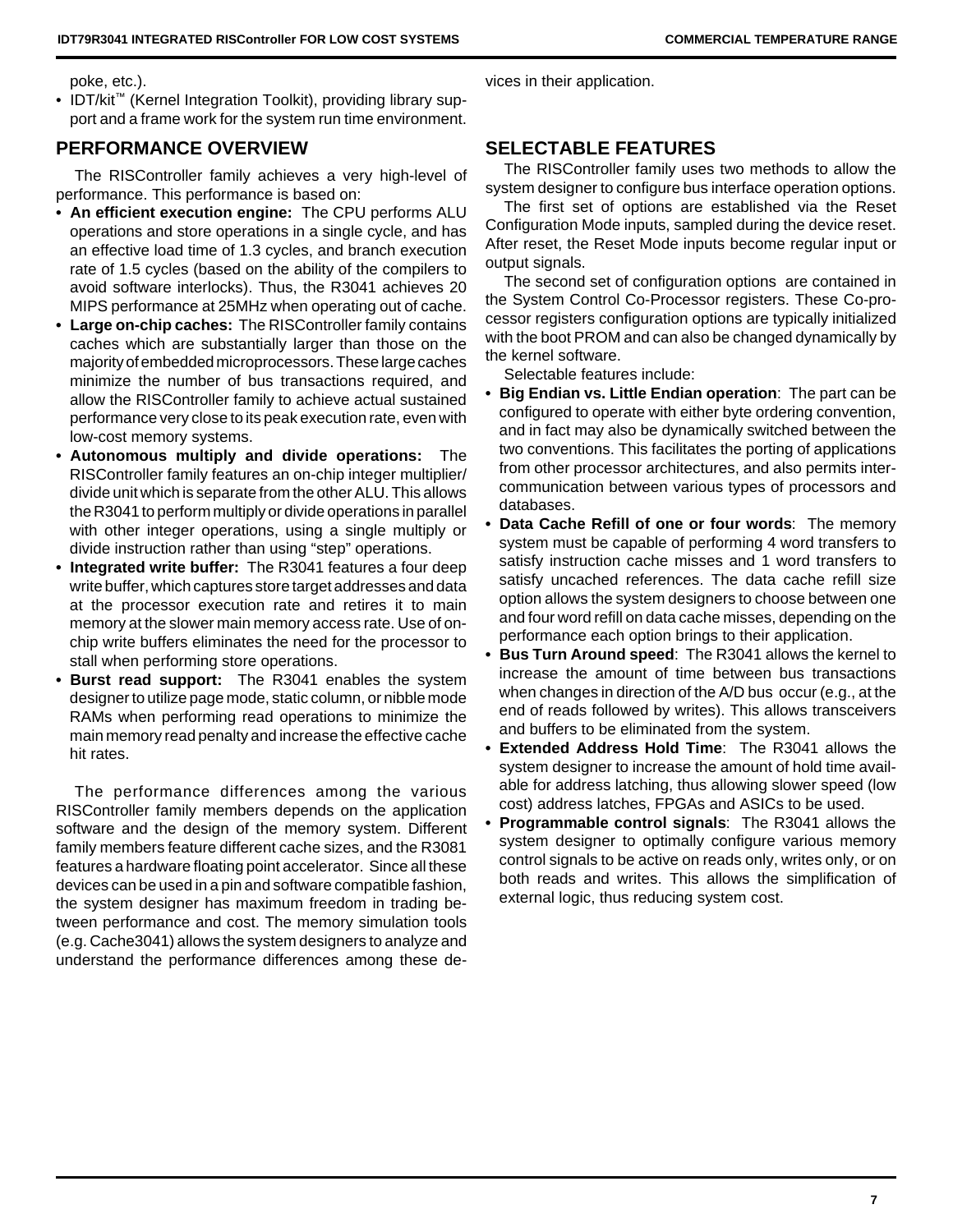poke, etc.).

- IDT/kit™ (Kernel Integration Toolkit), providing library support and a frame work for the system run time environment.

## PERFORMANCE OVERVIEW

The RISController family achieves a very high-level of performance. This performance is based on:

- **An efficient execution engine:** The CPU performs ALU operations and store operations in a single cycle, and has an effective load time of 1.3 cycles, and branch execution rate of 1.5 cycles (based on the ability of the compilers to avoid software interlocks). Thus, the R3041 achieves 20 MIPS performance at 25MHz when operating out of cache.
- **Large on-chip caches:** The RISController family contains caches which are substantially larger than those on the majority of embedded microprocessors. These large caches minimize the number of bus transactions required, and allow the RISController family to achieve actual sustained performance very close to its peak execution rate, even with low-cost memory systems.
- **Autonomous multiply and divide operations:** The RISController family features an on-chip integer multiplier/ divide unit which is separate from the other ALU. This allows the R3041 to perform multiply or divide operations in parallel with other integer operations, using a single multiply or divide instruction rather than using "step" operations.
- **Integrated write buffer:** The R3041 features a four deep write buffer, which captures store target addresses and data at the processor execution rate and retires it to main memory at the slower main memory access rate. Use of on-chip write buffers eliminates the need for the processor to stall when performing store operations.
- **Burst read support:** The R3041 enables the system designer to utilize page mode, static column, or nibble mode RAMs when performing read operations to minimize the main memory read penalty and increase the effective cache hit rates.

The performance differences among the various RISController family members depends on the application software and the design of the memory system. Different family members feature different cache sizes, and the R3081 features a hardware floating point accelerator. Since all these devices can be used in a pin and software compatible fashion, the system designer has maximum freedom in trading between performance and cost. The memory simulation tools (e.g. Cache3041) allows the system designers to analyze and understand the performance differences among these devices in their application.

## SELECTABLE FEATURES

The RISController family uses two methods to allow the system designer to configure bus interface operation options.

The first set of options are established via the Reset Configuration Mode inputs, sampled during the device reset. After reset, the Reset Mode inputs become regular input or output signals.

The second set of configuration options are contained in the System Control Co-Processor registers. These Co-processor registers configuration options are typically initialized with the boot PROM and can also be changed dynamically by the kernel software.

Selectable features include:

- **Big Endian vs. Little Endian operation**: The part can be configured to operate with either byte ordering convention, and in fact may also be dynamically switched between the two conventions. This facilitates the porting of applications from other processor architectures, and also permits intercommunication between various types of processors and databases.
- **Data Cache Refill of one or four words**: The memory system must be capable of performing 4 word transfers to satisfy instruction cache misses and 1 word transfers to satisfy uncached references. The data cache refill size option allows the system designers to choose between one and four word refill on data cache misses, depending on the performance each option brings to their application.
- **Bus Turn Around speed**: The R3041 allows the kernel to increase the amount of time between bus transactions when changes in direction of the A/D bus occur (e.g., at the end of reads followed by writes). This allows transceivers and buffers to be eliminated from the system.
- **Extended Address Hold Time**: The R3041 allows the system designer to increase the amount of hold time available for address latching, thus allowing slower speed (low cost) address latches, FPGAs and ASICs to be used.
- **Programmable control signals**: The R3041 allows the system designer to optimally configure various memory control signals to be active on reads only, writes only, or on both reads and writes. This allows the simplification of external logic, thus reducing system cost.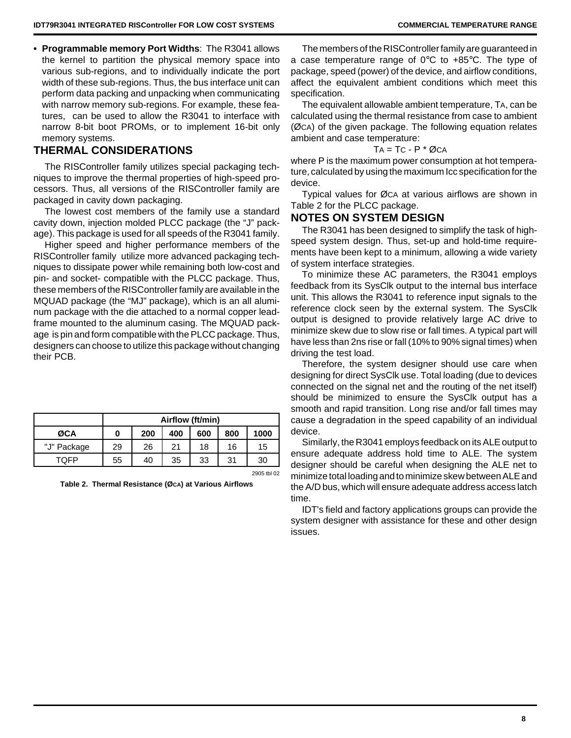- **Programmable memory Port Widths**: The R3041 allows the kernel to partition the physical memory space into various sub-regions, and to individually indicate the port width of these sub-regions. Thus, the bus interface unit can perform data packing and unpacking when communicating with narrow memory sub-regions. For example, these features, can be used to allow the R3041 to interface with narrow 8-bit boot PROMs, or to implement 16-bit only memory systems.

## THERMAL CONSIDERATIONS

The RISController family utilizes special packaging techniques to improve the thermal properties of high-speed processors. Thus, all versions of the RISController family are packaged in cavity down packaging.

The lowest cost members of the family use a standard cavity down, injection molded PLCC package (the "J" package). This package is used for all speeds of the R3041 family.

Higher speed and higher performance members of the RISController family utilize more advanced packaging techniques to dissipate power while remaining both low-cost and pin- and socket- compatible with the PLCC package. Thus, these members of the RISController family are available in the MQUAD package (the "MJ" package), which is an all aluminum package with the die attached to a normal copper leadframe mounted to the aluminum casing. The MQUAD package is pin and form compatible with the PLCC package. Thus, designers can choose to utilize this package without changing their PCB.

| | Airflow (ft/min) | | | | | |
|---|---|---|---|---|---|---|
| **ØCA** | **0** | **200** | **400** | **600** | **800** | **1000** |
| "J" Package | 29 | 26 | 21 | 18 | 16 | 15 |
| TQFP | 55 | 40 | 35 | 33 | 31 | 30 |

2905 tbl 02

**Table 2. Thermal Resistance ($Ø_{CA}$) at Various Airflows**

The members of the RISController family are guaranteed in a case temperature range of 0°C to +85°C. The type of package, speed (power) of the device, and airflow conditions, affect the equivalent ambient conditions which meet this specification.

The equivalent allowable ambient temperature, $T_A$, can be calculated using the thermal resistance from case to ambient ($Ø_{CA}$) of the given package. The following equation relates ambient and case temperature:

$$T_A = T_C - P * Ø_{CA}$$

where P is the maximum power consumption at hot temperature, calculated by using the maximum Icc specification for the device.

Typical values for $Ø_{CA}$ at various airflows are shown in Table 2 for the PLCC package.

## NOTES ON SYSTEM DESIGN

The R3041 has been designed to simplify the task of high-speed system design. Thus, set-up and hold-time requirements have been kept to a minimum, allowing a wide variety of system interface strategies.

To minimize these AC parameters, the R3041 employs feedback from its SysClk output to the internal bus interface unit. This allows the R3041 to reference input signals to the reference clock seen by the external system. The SysClk output is designed to provide relatively large AC drive to minimize skew due to slow rise or fall times. A typical part will have less than 2ns rise or fall (10% to 90% signal times) when driving the test load.

Therefore, the system designer should use care when designing for direct SysClk use. Total loading (due to devices connected on the signal net and the routing of the net itself) should be minimized to ensure the SysClk output has a smooth and rapid transition. Long rise and/or fall times may cause a degradation in the speed capability of an individual device.

Similarly, the R3041 employs feedback on its ALE output to ensure adequate address hold time to ALE. The system designer should be careful when designing the ALE net to minimize total loading and to minimize skew between ALE and the A/D bus, which will ensure adequate address access latch time.

IDT's field and factory applications groups can provide the system designer with assistance for these and other design issues.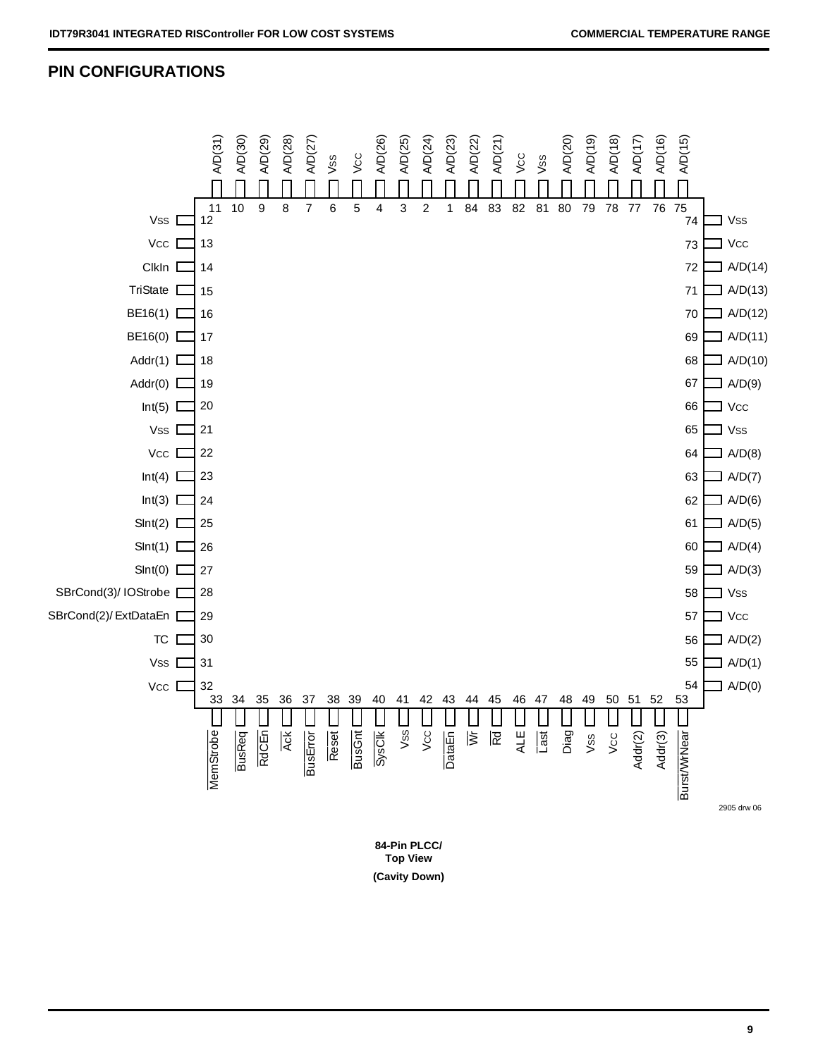## PIN CONFIGURATIONS

| Pin | Signal | Pin | Signal | Pin | Signal | Pin | Signal |
|---|---|---|---|---|---|---|---|
| 1 | A/D(23) | 22 | Vcc | 43 | DataEn | 64 | A/D(8) |
| 2 | A/D(24) | 23 | Int(4) | 44 | Wr | 65 | Vss |
| 3 | A/D(25) | 24 | Int(3) | 45 | Rd | 66 | Vcc |
| 4 | A/D(26) | 25 | SInt(2) | 46 | ALE | 67 | A/D(9) |
| 5 | Vcc | 26 | SInt(1) | 47 | Last | 68 | A/D(10) |
| 6 | Vss | 27 | SInt(0) | 48 | Diag | 69 | A/D(11) |
| 7 | A/D(27) | 28 | SBrCond(3)/ IOStrobe | 49 | Vss | 70 | A/D(12) |
| 8 | A/D(28) | 29 | SBrCond(2)/ ExtDataEn | 50 | Vcc | 71 | A/D(13) |
| 9 | A/D(29) | 30 | TC | 51 | Addr(2) | 72 | A/D(14) |
| 10 | A/D(30) | 31 | Vss | 52 | Addr(3) | 73 | Vcc |
| 11 | A/D(31) | 32 | Vcc | 53 | Burst/WrNear | 74 | Vss |
| 12 | Vss | 33 | MemStrobe | 54 | A/D(0) | 75 | A/D(15) |
| 13 | Vcc | 34 | BusReq | 55 | A/D(1) | 76 | A/D(16) |
| 14 | ClkIn | 35 | RdCEn | 56 | A/D(2) | 77 | A/D(17) |
| 15 | TriState | 36 | Ack | 57 | Vcc | 78 | A/D(18) |
| 16 | BE16(1) | 37 | BusError | 58 | Vss | 79 | A/D(19) |
| 17 | BE16(0) | 38 | Reset | 59 | A/D(3) | 80 | A/D(20) |
| 18 | Addr(1) | 39 | BusGnt | 60 | A/D(4) | 81 | Vss |
| 19 | Addr(0) | 40 | SysClk | 61 | A/D(5) | 82 | Vcc |
| 20 | Int(5) | 41 | Vss | 62 | A/D(6) | 83 | A/D(21) |
| 21 | Vss | 42 | Vcc | 63 | A/D(7) | 84 | A/D(22) |

2905 drw 06

**84-Pin PLCC/**
**Top View**
**(Cavity Down)**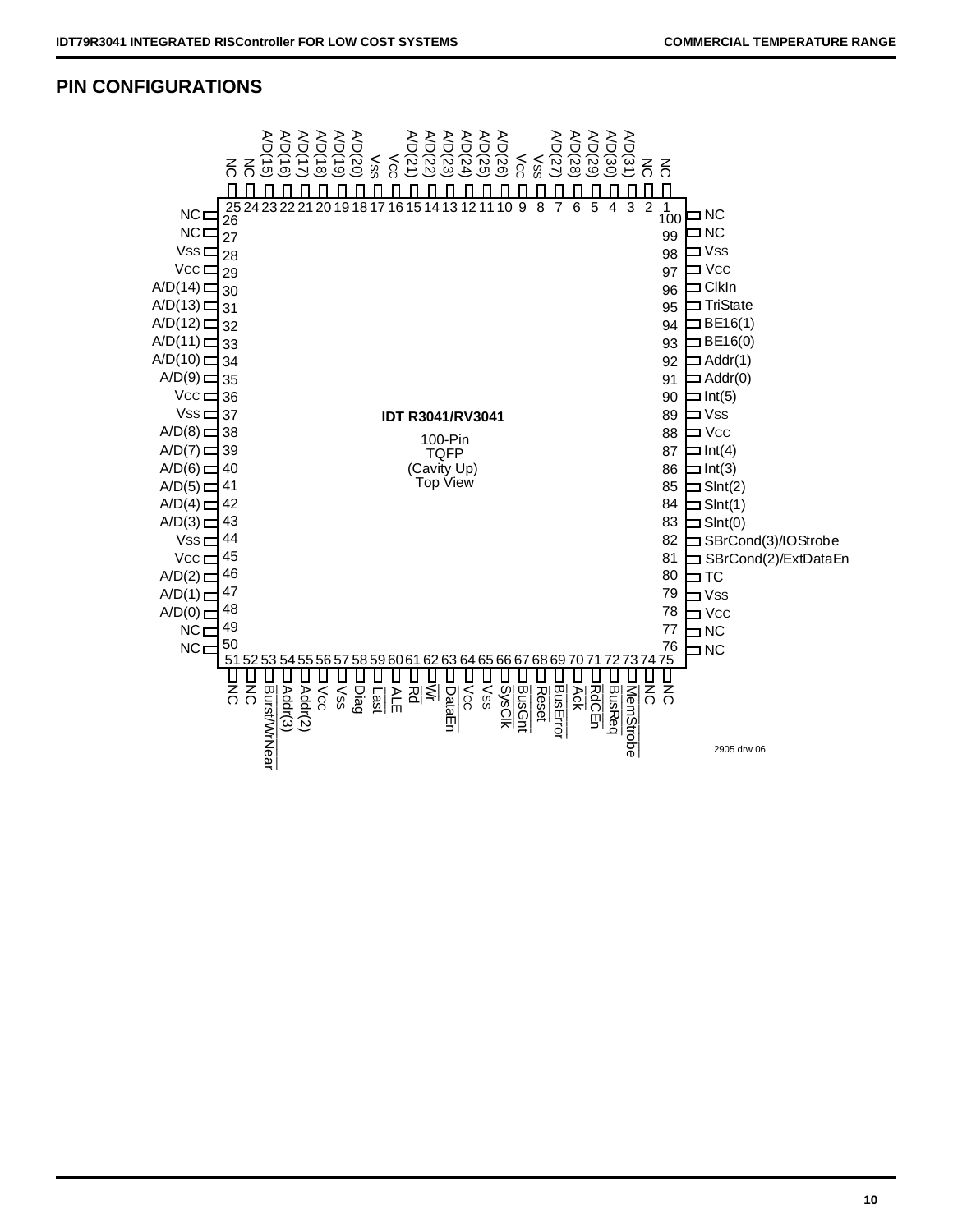## PIN CONFIGURATIONS

**IDT R3041/RV3041**

100-Pin TQFP (Cavity Up) Top View

| Pin | Signal | Pin | Signal | Pin | Signal | Pin | Signal |
|---|---|---|---|---|---|---|---|
| 1 | NC | 26 | NC | 51 | NC | 76 | NC |
| 2 | NC | 27 | NC | 52 | NC | 77 | NC |
| 3 | A/D(31) | 28 | Vss | 53 | Burst/WrNear | 78 | Vcc |
| 4 | A/D(30) | 29 | Vcc | 54 | Addr(3) | 79 | Vss |
| 5 | A/D(29) | 30 | A/D(14) | 55 | Addr(2) | 80 | TC |
| 6 | A/D(28) | 31 | A/D(13) | 56 | Vcc | 81 | SBrCond(2)/ExtDataEn |
| 7 | A/D(27) | 32 | A/D(12) | 57 | Vss | 82 | SBrCond(3)/IOStrobe |
| 8 | Vss | 33 | A/D(11) | 58 | Diag | 83 | SInt(0) |
| 9 | Vcc | 34 | A/D(10) | 59 | Last | 84 | SInt(1) |
| 10 | A/D(26) | 35 | A/D(9) | 60 | ALE | 85 | SInt(2) |
| 11 | A/D(25) | 36 | Vcc | 61 | Rd | 86 | Int(3) |
| 12 | A/D(24) | 37 | Vss | 62 | Wr | 87 | Int(4) |
| 13 | A/D(23) | 38 | A/D(8) | 63 | DataEn | 88 | Vcc |
| 14 | A/D(22) | 39 | A/D(7) | 64 | Vcc | 89 | Vss |
| 15 | A/D(21) | 40 | A/D(6) | 65 | Vss | 90 | Int(5) |
| 16 | Vcc | 41 | A/D(5) | 66 | SysClk | 91 | Addr(0) |
| 17 | Vss | 42 | A/D(4) | 67 | BusGnt | 92 | Addr(1) |
| 18 | A/D(20) | 43 | A/D(3) | 68 | Reset | 93 | BE16(0) |
| 19 | A/D(19) | 44 | Vss | 69 | BusError | 94 | BE16(1) |
| 20 | A/D(18) | 45 | Vcc | 70 | Ack | 95 | TriState |
| 21 | A/D(17) | 46 | A/D(2) | 71 | RdCEn | 96 | ClkIn |
| 22 | A/D(16) | 47 | A/D(1) | 72 | BusReq | 97 | Vcc |
| 23 | A/D(15) | 48 | A/D(0) | 73 | MemStrobe | 98 | Vss |
| 24 | NC | 49 | NC | 74 | NC | 99 | NC |
| 25 | NC | 50 | NC | 75 | NC | 100 | NC |

2905 drw 06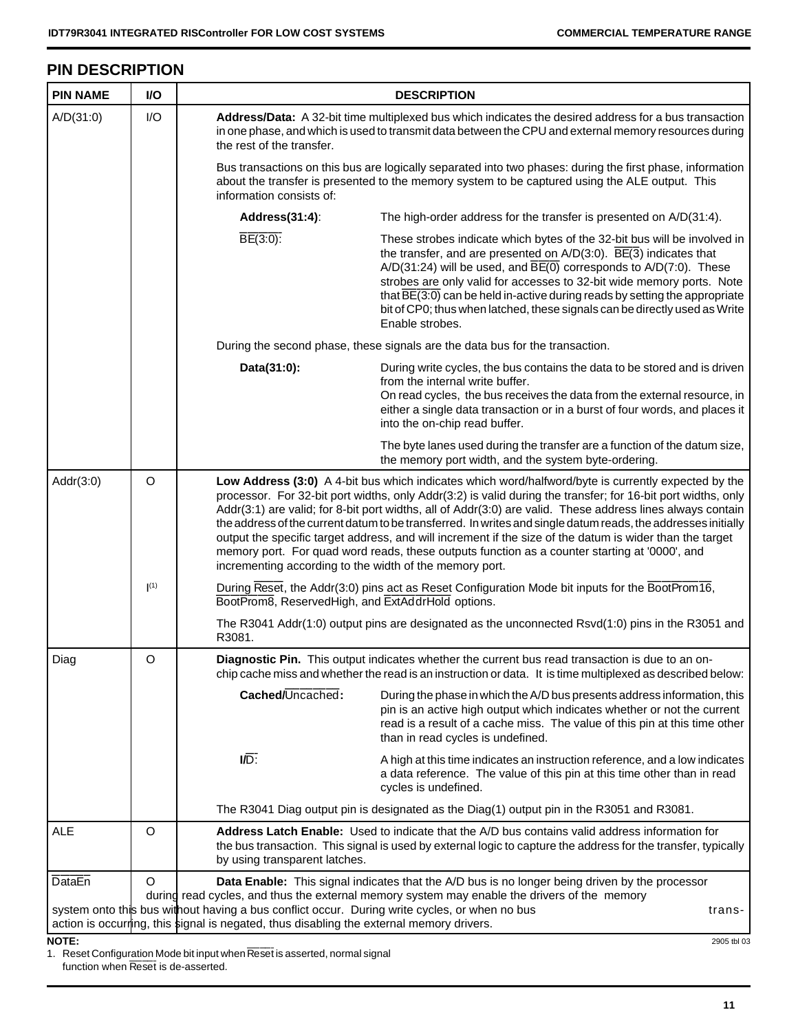## PIN DESCRIPTION

| PIN NAME | I/O | DESCRIPTION |
|---|---|---|
| A/D(31:0) | I/O | **Address/Data:** A 32-bit time multiplexed bus which indicates the desired address for a bus transaction in one phase, and which is used to transmit data between the CPU and external memory resources during the rest of the transfer.<br><br>Bus transactions on this bus are logically separated into two phases: during the first phase, information about the transfer is presented to the memory system to be captured using the ALE output. This information consists of:<br><br>**Address(31:4)**: The high-order address for the transfer is presented on A/D(31:4).<br><br>$\overline{BE(3:0)}$: These strobes indicate which bytes of the 32-bit bus will be involved in the transfer, and are presented on A/D(3:0). $\overline{BE(3)}$ indicates that A/D(31:24) will be used, and $\overline{BE(0)}$ corresponds to A/D(7:0). These strobes are only valid for accesses to 32-bit wide memory ports. Note that $\overline{BE(3:0)}$ can be held in-active during reads by setting the appropriate bit of CP0; thus when latched, these signals can be directly used as Write Enable strobes.<br><br>During the second phase, these signals are the data bus for the transaction.<br><br>**Data(31:0):** During write cycles, the bus contains the data to be stored and is driven from the internal write buffer. On read cycles, the bus receives the data from the external resource, in either a single data transaction or in a burst of four words, and places it into the on-chip read buffer.<br><br>The byte lanes used during the transfer are a function of the datum size, the memory port width, and the system byte-ordering. |
| Addr(3:0) | O | **Low Address (3:0)** A 4-bit bus which indicates which word/halfword/byte is currently expected by the processor. For 32-bit port widths, only Addr(3:2) is valid during the transfer; for 16-bit port widths, only Addr(3:1) are valid; for 8-bit port widths, all of Addr(3:0) are valid. These address lines always contain the address of the current datum to be transferred. In writes and single datum reads, the addresses initially output the specific target address, and will increment if the size of the datum is wider than the target memory port. For quad word reads, these outputs function as a counter starting at '0000', and incrementing according to the width of the memory port. |
| | I[(1)] | During $\overline{Reset}$, the Addr(3:0) pins act as Reset Configuration Mode bit inputs for the $\overline{BootProm16}$, $\overline{BootProm8}$, ReservedHigh, and $\overline{ExtAddrHold}$ options.<br><br>The R3041 Addr(1:0) output pins are designated as the unconnected Rsvd(1:0) pins in the R3051 and R3081. |
| Diag | O | **Diagnostic Pin.** This output indicates whether the current bus read transaction is due to an on-chip cache miss and whether the read is an instruction or data. It is time multiplexed as described below:<br><br>**Cached/$\overline{Uncached}$:** During the phase in which the A/D bus presents address information, this pin is an active high output which indicates whether or not the current read is a result of a cache miss. The value of this pin at this time other than in read cycles is undefined.<br><br>**I/$\overline{D}$:** A high at this time indicates an instruction reference, and a low indicates a data reference. The value of this pin at this time other than in read cycles is undefined.<br><br>The R3041 Diag output pin is designated as the Diag(1) output pin in the R3051 and R3081. |
| ALE | O | **Address Latch Enable:** Used to indicate that the A/D bus contains valid address information for the bus transaction. This signal is used by external logic to capture the address for the transfer, typically by using transparent latches. |
| $\overline{DataEn}$ | O | **Data Enable:** This signal indicates that the A/D bus is no longer being driven by the processor during read cycles, and thus the external memory system may enable the drivers of the memory system onto this bus without having a bus conflict occur. During write cycles, or when no bus transaction is occurring, this signal is negated, thus disabling the external memory drivers. |

**NOTE:**
1. Reset Configuration Mode bit input when $\overline{Reset}$ is asserted, normal signal function when $\overline{Reset}$ is de-asserted.

2905 tbl 03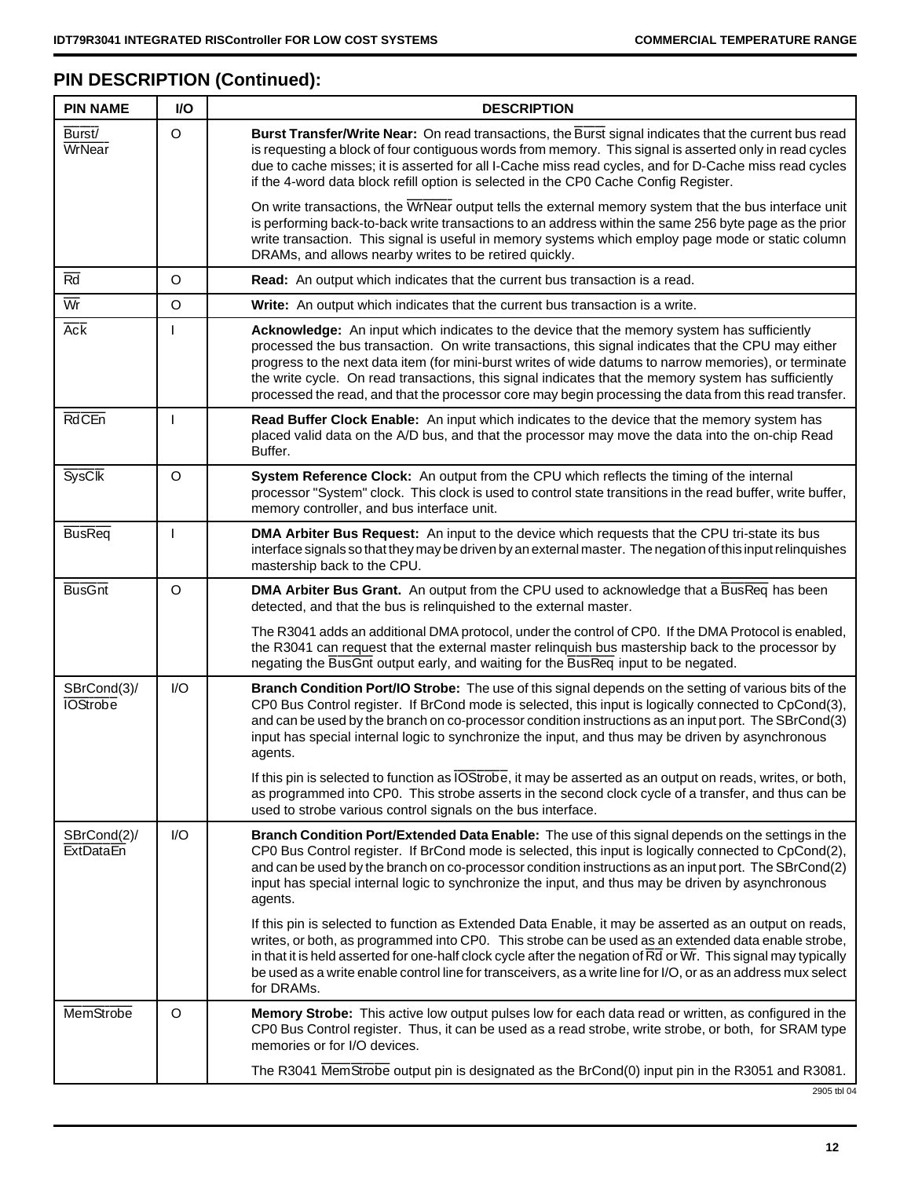## PIN DESCRIPTION (Continued):

| PIN NAME | I/O | DESCRIPTION |
|---|---|---|
| Burst/ WrNear | O | **Burst Transfer/Write Near:** On read transactions, the Burst signal indicates that the current bus read is requesting a block of four contiguous words from memory. This signal is asserted only in read cycles due to cache misses; it is asserted for all I-Cache miss read cycles, and for D-Cache miss read cycles if the 4-word data block refill option is selected in the CP0 Cache Config Register.<br><br>On write transactions, the WrNear output tells the external memory system that the bus interface unit is performing back-to-back write transactions to an address within the same 256 byte page as the prior write transaction. This signal is useful in memory systems which employ page mode or static column DRAMs, and allows nearby writes to be retired quickly. |
| Rd | O | **Read:** An output which indicates that the current bus transaction is a read. |
| Wr | O | **Write:** An output which indicates that the current bus transaction is a write. |
| Ack | I | **Acknowledge:** An input which indicates to the device that the memory system has sufficiently processed the bus transaction. On write transactions, this signal indicates that the CPU may either progress to the next data item (for mini-burst writes of wide datums to narrow memories), or terminate the write cycle. On read transactions, this signal indicates that the memory system has sufficiently processed the read, and that the processor core may begin processing the data from this read transfer. |
| RdCEn | I | **Read Buffer Clock Enable:** An input which indicates to the device that the memory system has placed valid data on the A/D bus, and that the processor may move the data into the on-chip Read Buffer. |
| SysClk | O | **System Reference Clock:** An output from the CPU which reflects the timing of the internal processor "System" clock. This clock is used to control state transitions in the read buffer, write buffer, memory controller, and bus interface unit. |
| BusReq | I | **DMA Arbiter Bus Request:** An input to the device which requests that the CPU tri-state its bus interface signals so that they may be driven by an external master. The negation of this input relinquishes mastership back to the CPU. |
| BusGnt | O | **DMA Arbiter Bus Grant.** An output from the CPU used to acknowledge that a BusReq has been detected, and that the bus is relinquished to the external master.<br><br>The R3041 adds an additional DMA protocol, under the control of CP0. If the DMA Protocol is enabled, the R3041 can request that the external master relinquish bus mastership back to the processor by negating the BusGnt output early, and waiting for the BusReq input to be negated. |
| SBrCond(3)/ IOStrobe | I/O | **Branch Condition Port/IO Strobe:** The use of this signal depends on the setting of various bits of the CP0 Bus Control register. If BrCond mode is selected, this input is logically connected to CpCond(3), and can be used by the branch on co-processor condition instructions as an input port. The SBrCond(3) input has special internal logic to synchronize the input, and thus may be driven by asynchronous agents.<br><br>If this pin is selected to function as IOStrobe, it may be asserted as an output on reads, writes, or both, as programmed into CP0. This strobe asserts in the second clock cycle of a transfer, and thus can be used to strobe various control signals on the bus interface. |
| SBrCond(2)/ ExtDataEn | I/O | **Branch Condition Port/Extended Data Enable:** The use of this signal depends on the settings in the CP0 Bus Control register. If BrCond mode is selected, this input is logically connected to CpCond(2), and can be used by the branch on co-processor condition instructions as an input port. The SBrCond(2) input has special internal logic to synchronize the input, and thus may be driven by asynchronous agents.<br><br>If this pin is selected to function as Extended Data Enable, it may be asserted as an output on reads, writes, or both, as programmed into CP0. This strobe can be used as an extended data enable strobe, in that it is held asserted for one-half clock cycle after the negation of Rd or Wr. This signal may typically be used as a write enable control line for transceivers, as a write line for I/O, or as an address mux select for DRAMs. |
| MemStrobe | O | **Memory Strobe:** This active low output pulses low for each data read or written, as configured in the CP0 Bus Control register. Thus, it can be used as a read strobe, write strobe, or both, for SRAM type memories or for I/O devices.<br><br>The R3041 MemStrobe output pin is designated as the BrCond(0) input pin in the R3051 and R3081. |

2905 tbl 04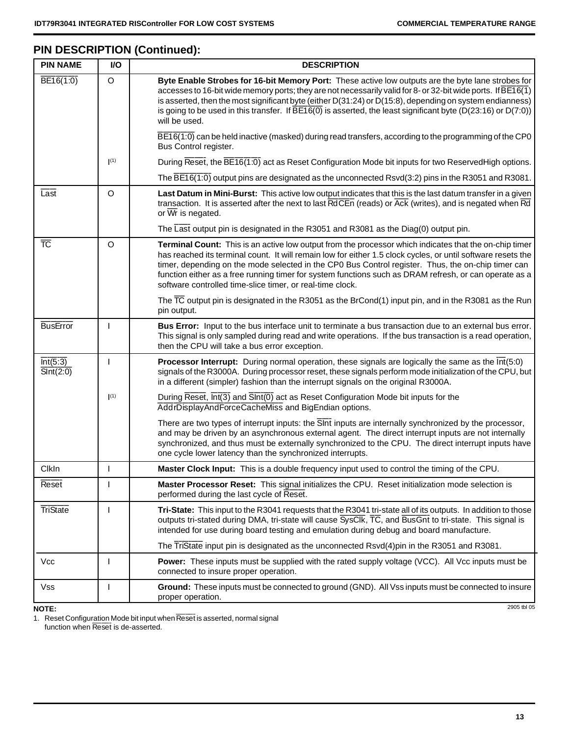## PIN DESCRIPTION (Continued):

| PIN NAME | I/O | DESCRIPTION |
|---|---|---|
| BE16(1:0) | O | **Byte Enable Strobes for 16-bit Memory Port:** These active low outputs are the byte lane strobes for accesses to 16-bit wide memory ports; they are not necessarily valid for 8- or 32-bit wide ports. If BE16(1) is asserted, then the most significant byte (either D(31:24) or D(15:8), depending on system endianness) is going to be used in this transfer. If BE16(0) is asserted, the least significant byte (D(23:16) or D(7:0)) will be used. |
| | | BE16(1:0) can be held inactive (masked) during read transfers, according to the programming of the CP0 Bus Control register. |
| | I(1) | During Reset, the BE16(1:0) act as Reset Configuration Mode bit inputs for two ReservedHigh options. |
| | | The BE16(1:0) output pins are designated as the unconnected Rsvd(3:2) pins in the R3051 and R3081. |
| Last | O | **Last Datum in Mini-Burst:** This active low output indicates that this is the last datum transfer in a given transaction. It is asserted after the next to last RdCEn (reads) or Ack (writes), and is negated when Rd or Wr is negated. |
| | | The Last output pin is designated in the R3051 and R3081 as the Diag(0) output pin. |
| TC | O | **Terminal Count:** This is an active low output from the processor which indicates that the on-chip timer has reached its terminal count. It will remain low for either 1.5 clock cycles, or until software resets the timer, depending on the mode selected in the CP0 Bus Control register. Thus, the on-chip timer can function either as a free running timer for system functions such as DRAM refresh, or can operate as a software controlled time-slice timer, or real-time clock. |
| | | The TC output pin is designated in the R3051 as the BrCond(1) input pin, and in the R3081 as the Run pin output. |
| BusError | I | **Bus Error:** Input to the bus interface unit to terminate a bus transaction due to an external bus error. This signal is only sampled during read and write operations. If the bus transaction is a read operation, then the CPU will take a bus error exception. |
| Int(5:3)<br>SInt(2:0) | I | **Processor Interrupt:** During normal operation, these signals are logically the same as the Int(5:0) signals of the R3000A. During processor reset, these signals perform mode initialization of the CPU, but in a different (simpler) fashion than the interrupt signals on the original R3000A. |
| | I(1) | During Reset, Int(3) and SInt(0) act as Reset Configuration Mode bit inputs for the AddrDisplayAndForceCacheMiss and BigEndian options. |
| | | There are two types of interrupt inputs: the SInt inputs are internally synchronized by the processor, and may be driven by an asynchronous external agent. The direct interrupt inputs are not internally synchronized, and thus must be externally synchronized to the CPU. The direct interrupt inputs have one cycle lower latency than the synchronized interrupts. |
| ClkIn | I | **Master Clock Input:** This is a double frequency input used to control the timing of the CPU. |
| Reset | I | **Master Processor Reset:** This signal initializes the CPU. Reset initialization mode selection is performed during the last cycle of Reset. |
| TriState | I | **Tri-State:** This input to the R3041 requests that the R3041 tri-state all of its outputs. In addition to those outputs tri-stated during DMA, tri-state will cause SysClk, TC, and BusGnt to tri-state. This signal is intended for use during board testing and emulation during debug and board manufacture. |
| | | The TriState input pin is designated as the unconnected Rsvd(4)pin in the R3051 and R3081. |
| Vcc | I | **Power:** These inputs must be supplied with the rated supply voltage (VCC). All Vcc inputs must be connected to insure proper operation. |
| Vss | I | **Ground:** These inputs must be connected to ground (GND). All Vss inputs must be connected to insure proper operation. |

2905 tbl 05

**NOTE:**
1. Reset Configuration Mode bit input when Reset is asserted, normal signal function when Reset is de-asserted.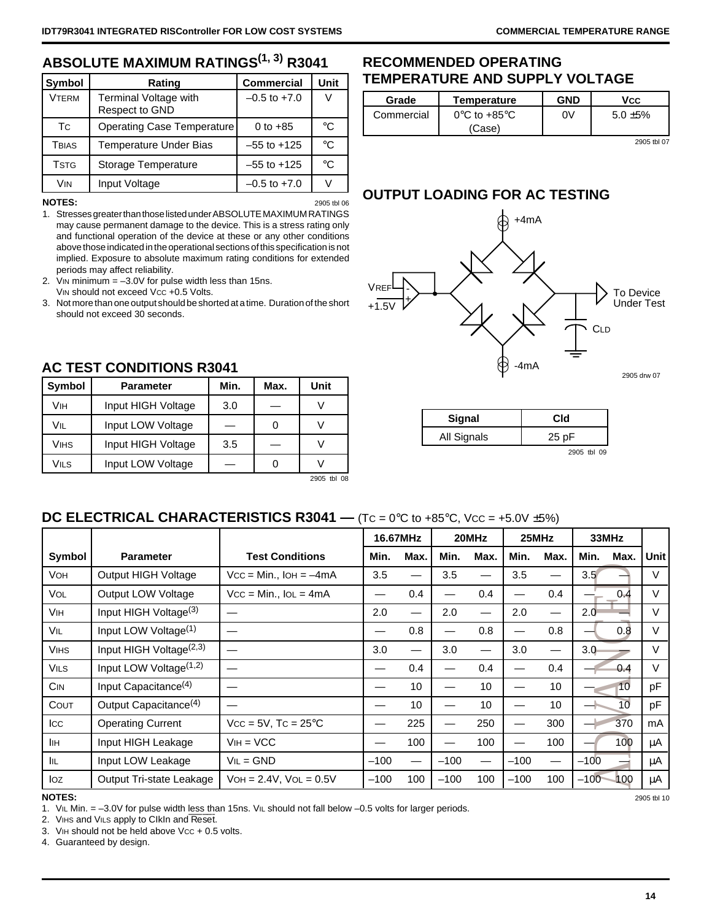## ABSOLUTE MAXIMUM RATINGS[1, 3] R3041

| Symbol | Rating | Commercial | Unit |
|---|---|---|---|
| $V_{TERM}$ | Terminal Voltage with Respect to GND | –0.5 to +7.0 | V |
| $T_C$ | Operating Case Temperature | 0 to +85 | °C |
| $T_{BIAS}$ | Temperature Under Bias | –55 to +125 | °C |
| $T_{STG}$ | Storage Temperature | –55 to +125 | °C |
| $V_{IN}$ | Input Voltage | –0.5 to +7.0 | V |

2905 tbl 06

**NOTES:**

1. Stresses greater than those listed under ABSOLUTE MAXIMUM RATINGS may cause permanent damage to the device. This is a stress rating only and functional operation of the device at these or any other conditions above those indicated in the operational sections of this specification is not implied. Exposure to absolute maximum rating conditions for extended periods may affect reliability.
2. $V_{IN}$ minimum = –3.0V for pulse width less than 15ns.
   $V_{IN}$ should not exceed $V_{CC}$ +0.5 Volts.
3. Not more than one output should be shorted at a time. Duration of the short should not exceed 30 seconds.

## RECOMMENDED OPERATING TEMPERATURE AND SUPPLY VOLTAGE

| Grade | Temperature | GND | Vcc |
|---|---|---|---|
| Commercial | 0°C to +85°C (Case) | 0V | 5.0 ±5% |

2905 tbl 07

## OUTPUT LOADING FOR AC TESTING

+4mA

VREF +1.5V

To Device Under Test

CLD

-4mA

2905 drw 07

| Signal | Cld |
|---|---|
| All Signals | 25 pF |

2905 tbl 09

## AC TEST CONDITIONS R3041

| Symbol | Parameter | Min. | Max. | Unit |
|---|---|---|---|---|
| $V_{IH}$ | Input HIGH Voltage | 3.0 | — | V |
| $V_{IL}$ | Input LOW Voltage | — | 0 | V |
| $V_{IHS}$ | Input HIGH Voltage | 3.5 | — | V |
| $V_{ILS}$ | Input LOW Voltage | — | 0 | V |

2905 tbl 08

## DC ELECTRICAL CHARACTERISTICS R3041 — ($T_C$ = 0°C to +85°C, $V_{CC}$ = +5.0V ±5%)

| | | | 16.67MHz | | 20MHz | | 25MHz | | 33MHz | | |
|---|---|---|---|---|---|---|---|---|---|---|---|
| Symbol | Parameter | Test Conditions | Min. | Max. | Min. | Max. | Min. | Max. | Min. | Max. | Unit |
| $V_{OH}$ | Output HIGH Voltage | $V_{CC}$ = Min., $I_{OH}$ = –4mA | 3.5 | — | 3.5 | — | 3.5 | — | 3.5 | — | V |
| $V_{OL}$ | Output LOW Voltage | $V_{CC}$ = Min., $I_{OL}$ = 4mA | — | 0.4 | — | 0.4 | — | 0.4 | — | 0.4 | V |
| $V_{IH}$ | Input HIGH Voltage[3] | — | 2.0 | — | 2.0 | — | 2.0 | — | 2.0 | — | V |
| $V_{IL}$ | Input LOW Voltage[1] | — | — | 0.8 | — | 0.8 | — | 0.8 | — | 0.8 | V |
| $V_{IHS}$ | Input HIGH Voltage[2,3] | — | 3.0 | — | 3.0 | — | 3.0 | — | 3.0 | — | V |
| $V_{ILS}$ | Input LOW Voltage[1,2] | — | — | 0.4 | — | 0.4 | — | 0.4 | — | 0.4 | V |
| $C_{IN}$ | Input Capacitance[4] | — | — | 10 | — | 10 | — | 10 | — | 10 | pF |
| $C_{OUT}$ | Output Capacitance[4] | — | — | 10 | — | 10 | — | 10 | — | 10 | pF |
| $I_{CC}$ | Operating Current | $V_{CC}$ = 5V, $T_C$ = 25°C | — | 225 | — | 250 | — | 300 | — | 370 | mA |
| $I_{IH}$ | Input HIGH Leakage | $V_{IH}$ = VCC | — | 100 | — | 100 | — | 100 | — | 100 | µA |
| $I_{IL}$ | Input LOW Leakage | $V_{IL}$ = GND | –100 | — | –100 | — | –100 | — | –100 | — | µA |
| $I_{OZ}$ | Output Tri-state Leakage | $V_{OH}$ = 2.4V, $V_{OL}$ = 0.5V | –100 | 100 | –100 | 100 | –100 | 100 | –100 | 100 | µA |

2905 tbl 10

**NOTES:**

1. $V_{IL}$ Min. = –3.0V for pulse width less than 15ns. $V_{IL}$ should not fall below –0.5 volts for larger periods.
2. $V_{IHS}$ and $V_{ILS}$ apply to ClkIn and Reset.
3. $V_{IH}$ should not be held above $V_{CC}$ + 0.5 volts.
4. Guaranteed by design.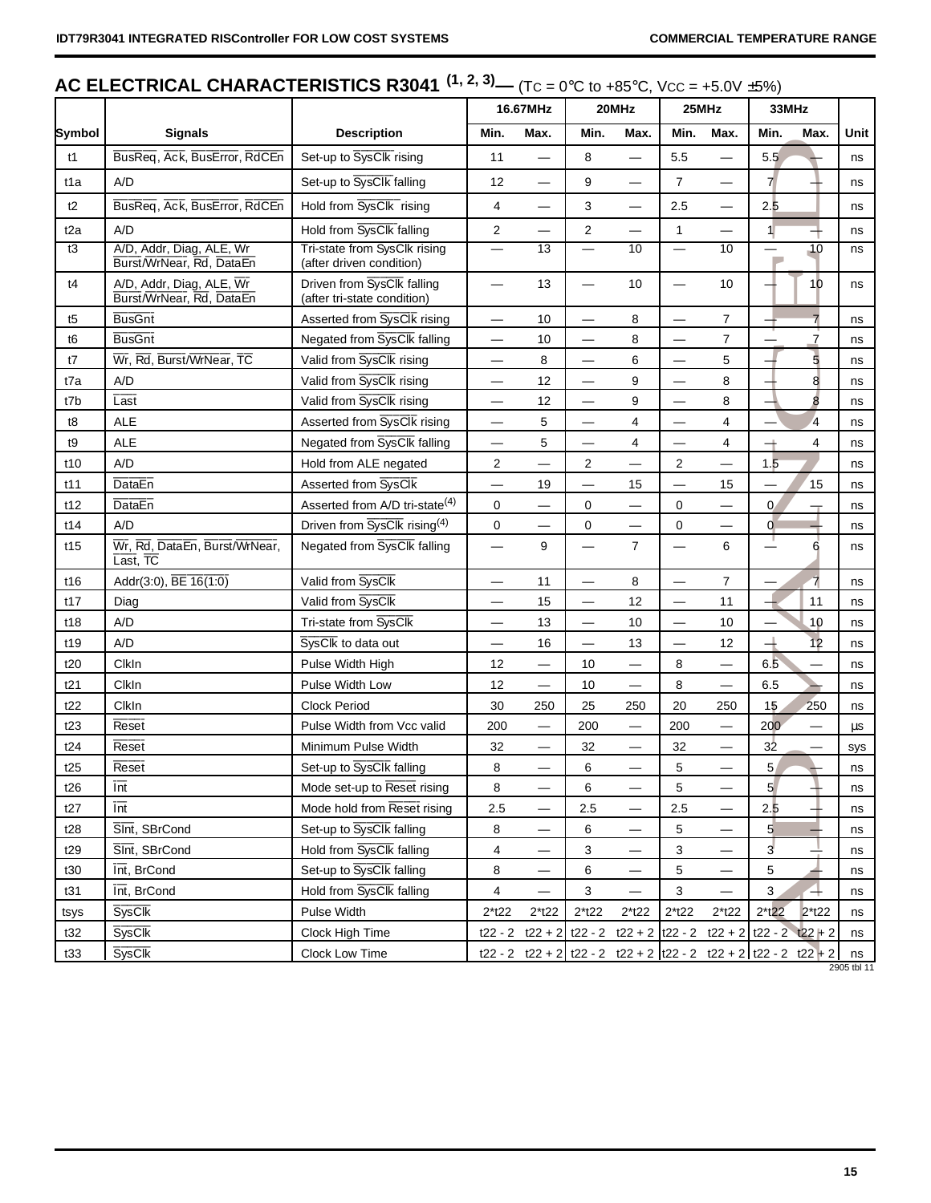## AC ELECTRICAL CHARACTERISTICS R3041 (1, 2, 3)— (TC = 0°C to +85°C, VCC = +5.0V ±5%)

| Symbol | Signals | Description | 16.67MHz | | 20MHz | | 25MHz | | 33MHz | | Unit |
|---|---|---|---|---|---|---|---|---|---|---|---|
| | | | Min. | Max. | Min. | Max. | Min. | Max. | Min. | Max. | |
| t1 | BusReq, Ack, BusError, RdCEn | Set-up to SysClk rising | 11 | — | 8 | — | 5.5 | — | 5.5 | — | ns |
| t1a | A/D | Set-up to SysClk falling | 12 | — | 9 | — | 7 | — | 7 | — | ns |
| t2 | BusReq, Ack, BusError, RdCEn | Hold from SysClk rising | 4 | — | 3 | — | 2.5 | — | 2.5 | — | ns |
| t2a | A/D | Hold from SysClk falling | 2 | — | 2 | — | 1 | — | 1 | — | ns |
| t3 | A/D, Addr, Diag, ALE, Wr Burst/WrNear, Rd, DataEn | Tri-state from SysClk rising (after driven condition) | — | 13 | — | 10 | — | 10 | — | 10 | ns |
| t4 | A/D, Addr, Diag, ALE, Wr Burst/WrNear, Rd, DataEn | Driven from SysClk falling (after tri-state condition) | — | 13 | — | 10 | — | 10 | — | 10 | ns |
| t5 | BusGnt | Asserted from SysClk rising | — | 10 | — | 8 | — | 7 | — | 7 | ns |
| t6 | BusGnt | Negated from SysClk falling | — | 10 | — | 8 | — | 7 | — | 7 | ns |
| t7 | Wr, Rd, Burst/WrNear, TC | Valid from SysClk rising | — | 8 | — | 6 | — | 5 | — | 5 | ns |
| t7a | A/D | Valid from SysClk rising | — | 12 | — | 9 | — | 8 | — | 8 | ns |
| t7b | Last | Valid from SysClk rising | — | 12 | — | 9 | — | 8 | — | 8 | ns |
| t8 | ALE | Asserted from SysClk rising | — | 5 | — | 4 | — | 4 | — | 4 | ns |
| t9 | ALE | Negated from SysClk falling | — | 5 | — | 4 | — | 4 | — | 4 | ns |
| t10 | A/D | Hold from ALE negated | 2 | — | 2 | — | 2 | — | 1.5 | — | ns |
| t11 | DataEn | Asserted from SysClk | — | 19 | — | 15 | — | 15 | — | 15 | ns |
| t12 | DataEn | Asserted from A/D tri-state(4) | 0 | — | 0 | — | 0 | — | 0 | — | ns |
| t14 | A/D | Driven from SysClk rising(4) | 0 | — | 0 | — | 0 | — | 0 | — | ns |
| t15 | Wr, Rd, DataEn, Burst/WrNear, Last, TC | Negated from SysClk falling | — | 9 | — | 7 | — | 6 | — | 6 | ns |
| t16 | Addr(3:0), BE 16(1:0) | Valid from SysClk | — | 11 | — | 8 | — | 7 | — | 7 | ns |
| t17 | Diag | Valid from SysClk | — | 15 | — | 12 | — | 11 | — | 11 | ns |
| t18 | A/D | Tri-state from SysClk | — | 13 | — | 10 | — | 10 | — | 10 | ns |
| t19 | A/D | SysClk to data out | — | 16 | — | 13 | — | 12 | — | 12 | ns |
| t20 | ClkIn | Pulse Width High | 12 | — | 10 | — | 8 | — | 6.5 | — | ns |
| t21 | ClkIn | Pulse Width Low | 12 | — | 10 | — | 8 | — | 6.5 | — | ns |
| t22 | ClkIn | Clock Period | 30 | 250 | 25 | 250 | 20 | 250 | 15 | 250 | ns |
| t23 | Reset | Pulse Width from Vcc valid | 200 | — | 200 | — | 200 | — | 200 | — | µs |
| t24 | Reset | Minimum Pulse Width | 32 | — | 32 | — | 32 | — | 32 | — | sys |
| t25 | Reset | Set-up to SysClk falling | 8 | — | 6 | — | 5 | — | 5 | — | ns |
| t26 | Int | Mode set-up to Reset rising | 8 | — | 6 | — | 5 | — | 5 | — | ns |
| t27 | Int | Mode hold from Reset rising | 2.5 | — | 2.5 | — | 2.5 | — | 2.5 | — | ns |
| t28 | SInt, SBrCond | Set-up to SysClk falling | 8 | — | 6 | — | 5 | — | 5 | — | ns |
| t29 | SInt, SBrCond | Hold from SysClk falling | 4 | — | 3 | — | 3 | — | 3 | — | ns |
| t30 | Int, BrCond | Set-up to SysClk falling | 8 | — | 6 | — | 5 | — | 5 | — | ns |
| t31 | Int, BrCond | Hold from SysClk falling | 4 | — | 3 | — | 3 | — | 3 | — | ns |
| tsys | SysClk | Pulse Width | 2*t22 | 2*t22 | 2*t22 | 2*t22 | 2*t22 | 2*t22 | 2*t22 | 2*t22 | ns |
| t32 | SysClk | Clock High Time | t22 - 2 | t22 + 2 | t22 - 2 | t22 + 2 | t22 - 2 | t22 + 2 | t22 - 2 | t22 + 2 | ns |
| t33 | SysClk | Clock Low Time | t22 - 2 | t22 + 2 | t22 - 2 | t22 + 2 | t22 - 2 | t22 + 2 | t22 - 2 | t22 + 2 | ns |

2905 tbl 11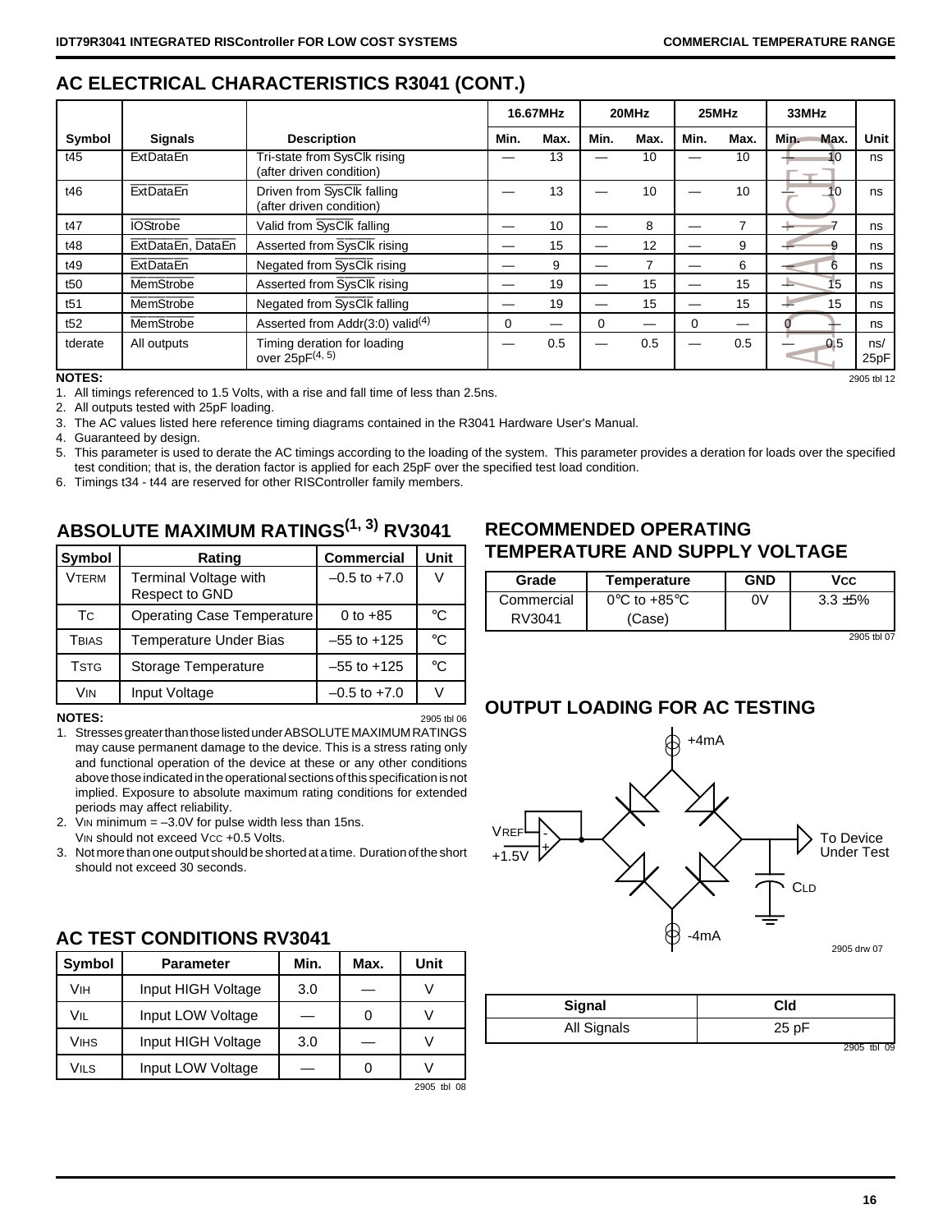## AC ELECTRICAL CHARACTERISTICS R3041 (CONT.)

| Symbol | Signals | Description | 16.67MHz | | 20MHz | | 25MHz | | 33MHz | | Unit |
|---|---|---|---|---|---|---|---|---|---|---|---|
| | | | Min. | Max. | Min. | Max. | Min. | Max. | Min. | Max. | |
| t45 | ExtDataEn | Tri-state from SysClk rising (after driven condition) | — | 13 | — | 10 | — | 10 | — | 10 | ns |
| t46 | ExtDataEn | Driven from SysClk falling (after driven condition) | — | 13 | — | 10 | — | 10 | — | 10 | ns |
| t47 | IOStrobe | Valid from SysClk falling | — | 10 | — | 8 | — | 7 | — | 7 | ns |
| t48 | ExtDataEn, DataEn | Asserted from SysClk rising | — | 15 | — | 12 | — | 9 | — | 9 | ns |
| t49 | ExtDataEn | Negated from SysClk rising | — | 9 | — | 7 | — | 6 | — | 6 | ns |
| t50 | MemStrobe | Asserted from SysClk rising | — | 19 | — | 15 | — | 15 | — | 15 | ns |
| t51 | MemStrobe | Negated from SysClk falling | — | 19 | — | 15 | — | 15 | — | 15 | ns |
| t52 | MemStrobe | Asserted from Addr(3:0) valid[4] | 0 | — | 0 | — | 0 | — | 0 | — | ns |
| tderate | All outputs | Timing deration for loading over 25pF[4, 5] | — | 0.5 | — | 0.5 | — | 0.5 | — | 0.5 | ns/ 25pF |

2905 tbl 12

**NOTES:**

1. All timings referenced to 1.5 Volts, with a rise and fall time of less than 2.5ns.
2. All outputs tested with 25pF loading.
3. The AC values listed here reference timing diagrams contained in the R3041 Hardware User's Manual.
4. Guaranteed by design.
5. This parameter is used to derate the AC timings according to the loading of the system. This parameter provides a deration for loads over the specified test condition; that is, the deration factor is applied for each 25pF over the specified test load condition.
6. Timings t34 - t44 are reserved for other RISController family members.

## ABSOLUTE MAXIMUM RATINGS[1, 3] RV3041

| Symbol | Rating | Commercial | Unit |
|---|---|---|---|
| VTERM | Terminal Voltage with Respect to GND | –0.5 to +7.0 | V |
| TC | Operating Case Temperature | 0 to +85 | °C |
| TBIAS | Temperature Under Bias | –55 to +125 | °C |
| TSTG | Storage Temperature | –55 to +125 | °C |
| VIN | Input Voltage | –0.5 to +7.0 | V |

2905 tbl 06

**NOTES:**

1. Stresses greater than those listed under ABSOLUTE MAXIMUM RATINGS may cause permanent damage to the device. This is a stress rating only and functional operation of the device at these or any other conditions above those indicated in the operational sections of this specification is not implied. Exposure to absolute maximum rating conditions for extended periods may affect reliability.
2. VIN minimum = –3.0V for pulse width less than 15ns. VIN should not exceed VCC +0.5 Volts.
3. Not more than one output should be shorted at a time. Duration of the short should not exceed 30 seconds.

## AC TEST CONDITIONS RV3041

| Symbol | Parameter | Min. | Max. | Unit |
|---|---|---|---|---|
| VIH | Input HIGH Voltage | 3.0 | — | V |
| VIL | Input LOW Voltage | — | 0 | V |
| VIHS | Input HIGH Voltage | 3.0 | — | V |
| VILS | Input LOW Voltage | — | 0 | V |

2905 tbl 08

## RECOMMENDED OPERATING TEMPERATURE AND SUPPLY VOLTAGE

| Grade | Temperature | GND | Vcc |
|---|---|---|---|
| Commercial RV3041 | 0°C to +85°C (Case) | 0V | 3.3 ±5% |

2905 tbl 07

## OUTPUT LOADING FOR AC TESTING

+4mA

VREF +1.5V

To Device Under Test

CLD

-4mA

2905 drw 07

| Signal | Cld |
|---|---|
| All Signals | 25 pF |

2905 tbl 09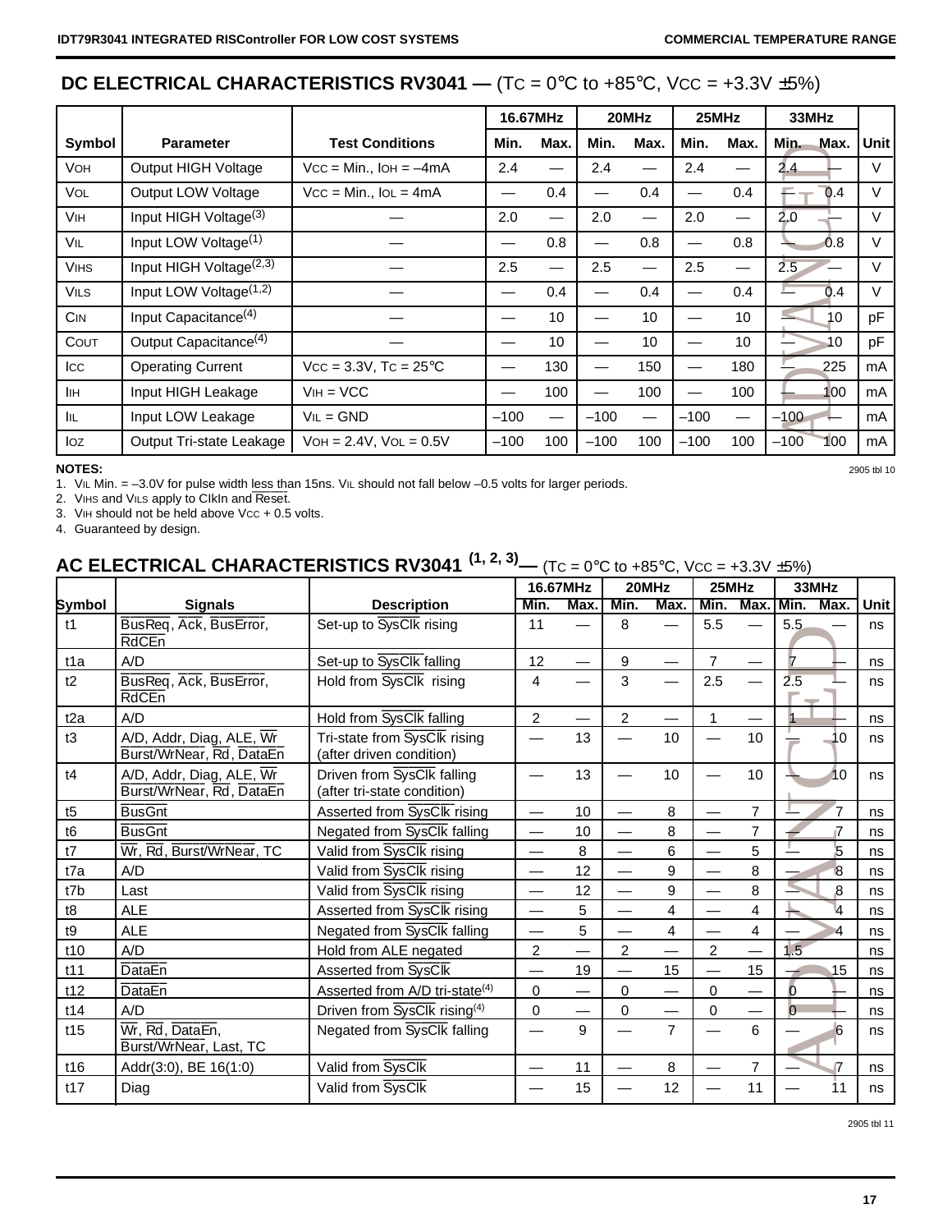## DC ELECTRICAL CHARACTERISTICS RV3041 — ($T_C$ = 0°C to +85°C, $V_{CC}$ = +3.3V ±5%)

| | | | 16.67MHz | | 20MHz | | 25MHz | | 33MHz | | |
|---|---|---|---|---|---|---|---|---|---|---|---|
| Symbol | Parameter | Test Conditions | Min. | Max. | Min. | Max. | Min. | Max. | Min. | Max. | Unit |
| $V_{OH}$ | Output HIGH Voltage | $V_{CC}$ = Min., $I_{OH}$ = –4mA | 2.4 | — | 2.4 | — | 2.4 | — | 2.4 | — | V |
| $V_{OL}$ | Output LOW Voltage | $V_{CC}$ = Min., $I_{OL}$ = 4mA | — | 0.4 | — | 0.4 | — | 0.4 | — | 0.4 | V |
| $V_{IH}$ | Input HIGH Voltage(3) | — | 2.0 | — | 2.0 | — | 2.0 | — | 2.0 | — | V |
| $V_{IL}$ | Input LOW Voltage(1) | — | — | 0.8 | — | 0.8 | — | 0.8 | — | 0.8 | V |
| $V_{IHS}$ | Input HIGH Voltage(2,3) | — | 2.5 | — | 2.5 | — | 2.5 | — | 2.5 | — | V |
| $V_{ILS}$ | Input LOW Voltage(1,2) | — | — | 0.4 | — | 0.4 | — | 0.4 | — | 0.4 | V |
| $C_{IN}$ | Input Capacitance(4) | — | — | 10 | — | 10 | — | 10 | — | 10 | pF |
| $C_{OUT}$ | Output Capacitance(4) | — | — | 10 | — | 10 | — | 10 | — | 10 | pF |
| $I_{CC}$ | Operating Current | $V_{CC}$ = 3.3V, $T_C$ = 25°C | — | 130 | — | 150 | — | 180 | — | 225 | mA |
| $I_{IH}$ | Input HIGH Leakage | $V_{IH}$ = VCC | — | 100 | — | 100 | — | 100 | — | 100 | mA |
| $I_{IL}$ | Input LOW Leakage | $V_{IL}$ = GND | –100 | — | –100 | — | –100 | — | –100 | — | mA |
| $I_{OZ}$ | Output Tri-state Leakage | $V_{OH}$ = 2.4V, $V_{OL}$ = 0.5V | –100 | 100 | –100 | 100 | –100 | 100 | –100 | 100 | mA |

2905 tbl 10

**NOTES:**
1. $V_{IL}$ Min. = –3.0V for pulse width less than 15ns. $V_{IL}$ should not fall below –0.5 volts for larger periods.
2. $V_{IHS}$ and $V_{ILS}$ apply to ClkIn and Reset.
3. $V_{IH}$ should not be held above $V_{CC}$ + 0.5 volts.
4. Guaranteed by design.

## AC ELECTRICAL CHARACTERISTICS RV3041 (1, 2, 3) — ($T_C$ = 0°C to +85°C, $V_{CC}$ = +3.3V ±5%)

| | | | 16.67MHz | | 20MHz | | 25MHz | | 33MHz | | |
|---|---|---|---|---|---|---|---|---|---|---|---|
| Symbol | Signals | Description | Min. | Max. | Min. | Max. | Min. | Max. | Min. | Max. | Unit |
| t1 | BusReq, Ack, BusError, RdCEn | Set-up to SysClk rising | 11 | — | 8 | — | 5.5 | — | 5.5 | — | ns |
| t1a | A/D | Set-up to SysClk falling | 12 | — | 9 | — | 7 | — | 7 | — | ns |
| t2 | BusReq, Ack, BusError, RdCEn | Hold from SysClk rising | 4 | — | 3 | — | 2.5 | — | 2.5 | — | ns |
| t2a | A/D | Hold from SysClk falling | 2 | — | 2 | — | 1 | — | 1 | — | ns |
| t3 | A/D, Addr, Diag, ALE, Wr Burst/WrNear, Rd, DataEn | Tri-state from SysClk rising (after driven condition) | — | 13 | — | 10 | — | 10 | — | 10 | ns |
| t4 | A/D, Addr, Diag, ALE, Wr Burst/WrNear, Rd, DataEn | Driven from SysClk falling (after tri-state condition) | — | 13 | — | 10 | — | 10 | — | 10 | ns |
| t5 | BusGnt | Asserted from SysClk rising | — | 10 | — | 8 | — | 7 | — | 7 | ns |
| t6 | BusGnt | Negated from SysClk falling | — | 10 | — | 8 | — | 7 | — | 7 | ns |
| t7 | Wr, Rd, Burst/WrNear, TC | Valid from SysClk rising | — | 8 | — | 6 | — | 5 | — | 5 | ns |
| t7a | A/D | Valid from SysClk rising | — | 12 | — | 9 | — | 8 | — | 8 | ns |
| t7b | Last | Valid from SysClk rising | — | 12 | — | 9 | — | 8 | — | 8 | ns |
| t8 | ALE | Asserted from SysClk rising | — | 5 | — | 4 | — | 4 | — | 4 | ns |
| t9 | ALE | Negated from SysClk falling | — | 5 | — | 4 | — | 4 | — | 4 | ns |
| t10 | A/D | Hold from ALE negated | 2 | — | 2 | — | 2 | — | 1.5 | | ns |
| t11 | DataEn | Asserted from SysClk | — | 19 | — | 15 | — | 15 | — | 15 | ns |
| t12 | DataEn | Asserted from A/D tri-state(4) | 0 | — | 0 | — | 0 | — | 0 | — | ns |
| t14 | A/D | Driven from SysClk rising(4) | 0 | — | 0 | — | 0 | — | 0 | — | ns |
| t15 | Wr, Rd, DataEn, Burst/WrNear, Last, TC | Negated from SysClk falling | — | 9 | — | 7 | — | 6 | — | 6 | ns |
| t16 | Addr(3:0), BE 16(1:0) | Valid from SysClk | — | 11 | — | 8 | — | 7 | — | 7 | ns |
| t17 | Diag | Valid from SysClk | — | 15 | — | 12 | — | 11 | — | 11 | ns |

2905 tbl 11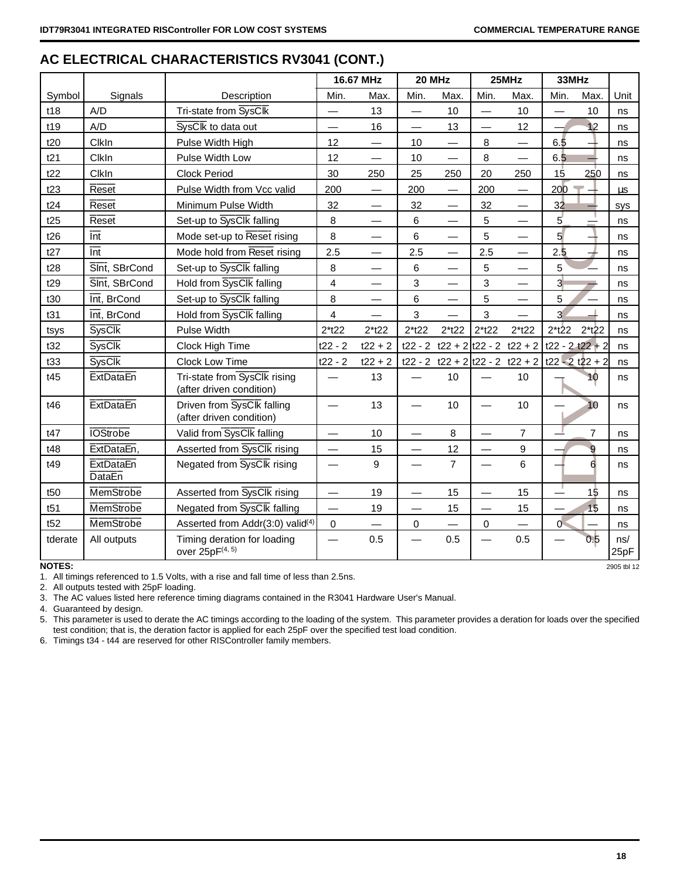## AC ELECTRICAL CHARACTERISTICS RV3041 (CONT.)

| | | | 16.67 MHz | | 20 MHz | | 25MHz | | 33MHz | | |
|---|---|---|---|---|---|---|---|---|---|---|---|
| Symbol | Signals | Description | Min. | Max. | Min. | Max. | Min. | Max. | Min. | Max. | Unit |
| t18 | A/D | Tri-state from SysClk | — | 13 | — | 10 | — | 10 | — | 10 | ns |
| t19 | A/D | SysClk to data out | — | 16 | — | 13 | — | 12 | — | 12 | ns |
| t20 | ClkIn | Pulse Width High | 12 | — | 10 | — | 8 | — | 6.5 | — | ns |
| t21 | ClkIn | Pulse Width Low | 12 | — | 10 | — | 8 | — | 6.5 | — | ns |
| t22 | ClkIn | Clock Period | 30 | 250 | 25 | 250 | 20 | 250 | 15 | 250 | ns |
| t23 | Reset | Pulse Width from Vcc valid | 200 | — | 200 | — | 200 | — | 200 | — | µs |
| t24 | Reset | Minimum Pulse Width | 32 | — | 32 | — | 32 | — | 32 | — | sys |
| t25 | Reset | Set-up to SysClk falling | 8 | — | 6 | — | 5 | — | 5 | — | ns |
| t26 | Int | Mode set-up to Reset rising | 8 | — | 6 | — | 5 | — | 5 | — | ns |
| t27 | Int | Mode hold from Reset rising | 2.5 | — | 2.5 | — | 2.5 | — | 2.5 | — | ns |
| t28 | SInt, SBrCond | Set-up to SysClk falling | 8 | — | 6 | — | 5 | — | 5 | — | ns |
| t29 | SInt, SBrCond | Hold from SysClk falling | 4 | — | 3 | — | 3 | — | 3 | — | ns |
| t30 | Int, BrCond | Set-up to SysClk falling | 8 | — | 6 | — | 5 | — | 5 | — | ns |
| t31 | Int, BrCond | Hold from SysClk falling | 4 | — | 3 | — | 3 | — | 3 | — | ns |
| tsys | SysClk | Pulse Width | 2*t22 | 2*t22 | 2*t22 | 2*t22 | 2*t22 | 2*t22 | 2*t22 | 2*t22 | ns |
| t32 | SysClk | Clock High Time | t22 - 2 | t22 + 2 | t22 - 2 | t22 + 2 | t22 - 2 | t22 + 2 | t22 - 2 | t22 + 2 | ns |
| t33 | SysClk | Clock Low Time | t22 - 2 | t22 + 2 | t22 - 2 | t22 + 2 | t22 - 2 | t22 + 2 | t22 - 2 | t22 + 2 | ns |
| t45 | ExtDataEn | Tri-state from SysClk rising (after driven condition) | — | 13 | — | 10 | — | 10 | — | 10 | ns |
| t46 | ExtDataEn | Driven from SysClk falling (after driven condition) | — | 13 | — | 10 | — | 10 | — | 10 | ns |
| t47 | IOStrobe | Valid from SysClk falling | — | 10 | — | 8 | — | 7 | — | 7 | ns |
| t48 | ExtDataEn, | Asserted from SysClk rising | — | 15 | — | 12 | — | 9 | — | 9 | ns |
| t49 | ExtDataEn DataEn | Negated from SysClk rising | — | 9 | — | 7 | — | 6 | — | 6 | ns |
| t50 | MemStrobe | Asserted from SysClk rising | — | 19 | — | 15 | — | 15 | — | 15 | ns |
| t51 | MemStrobe | Negated from SysClk falling | — | 19 | — | 15 | — | 15 | — | 15 | ns |
| t52 | MemStrobe | Asserted from Addr(3:0) valid(4) | 0 | — | 0 | — | 0 | — | 0 | — | ns |
| tderate | All outputs | Timing deration for loading over 25pF(4, 5) | — | 0.5 | — | 0.5 | — | 0.5 | — | 0.5 | ns/ 25pF |

2905 tbl 12

**NOTES:**

1. All timings referenced to 1.5 Volts, with a rise and fall time of less than 2.5ns.
2. All outputs tested with 25pF loading.
3. The AC values listed here reference timing diagrams contained in the R3041 Hardware User's Manual.
4. Guaranteed by design.
5. This parameter is used to derate the AC timings according to the loading of the system. This parameter provides a deration for loads over the specified test condition; that is, the deration factor is applied for each 25pF over the specified test load condition.
6. Timings t34 - t44 are reserved for other RISController family members.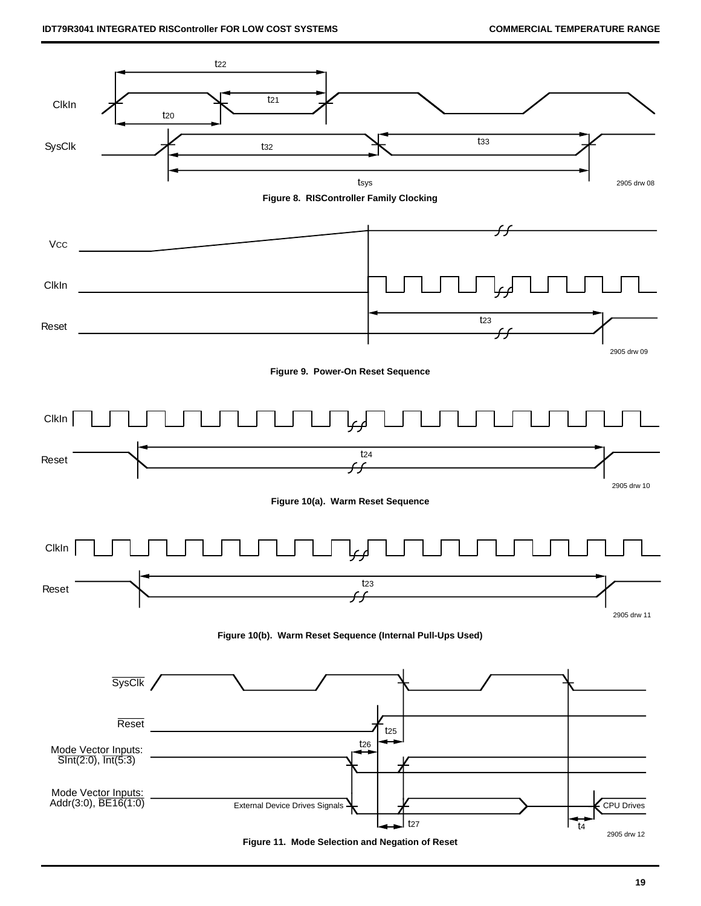Figure 8. RISController Family Clocking

Figure 9. Power-On Reset Sequence

Figure 10(a). Warm Reset Sequence

Figure 10(b). Warm Reset Sequence (Internal Pull-Ups Used)

Figure 11. Mode Selection and Negation of Reset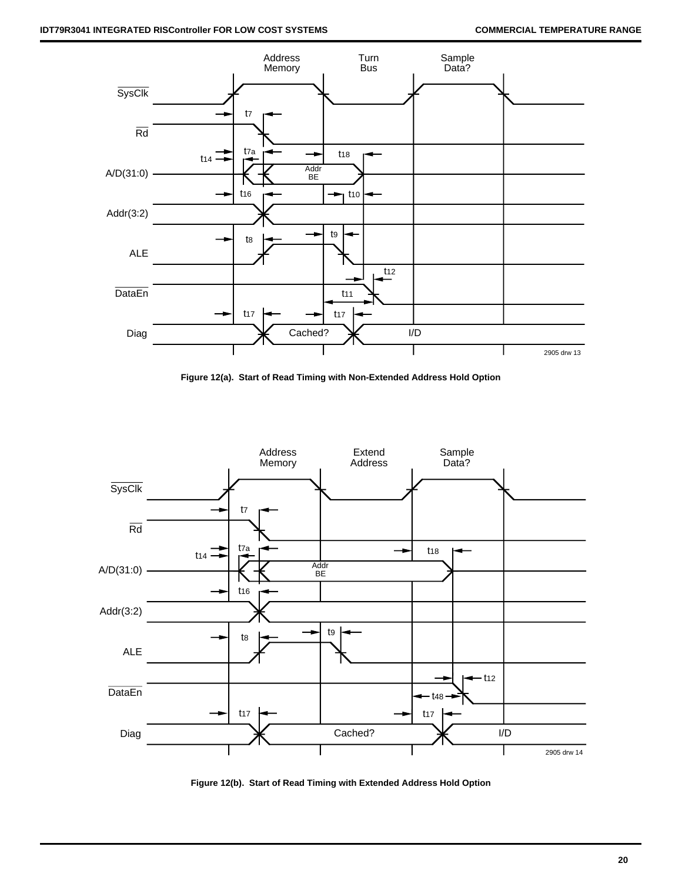Figure 12(a). Start of Read Timing with Non-Extended Address Hold Option

Figure 12(b). Start of Read Timing with Extended Address Hold Option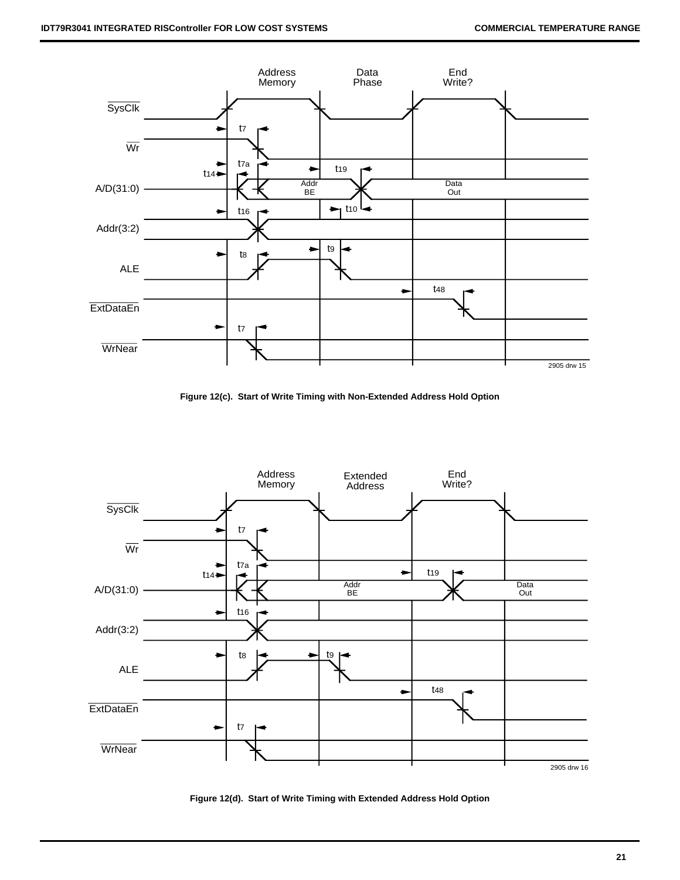Figure 12(c). Start of Write Timing with Non-Extended Address Hold Option

Figure 12(d). Start of Write Timing with Extended Address Hold Option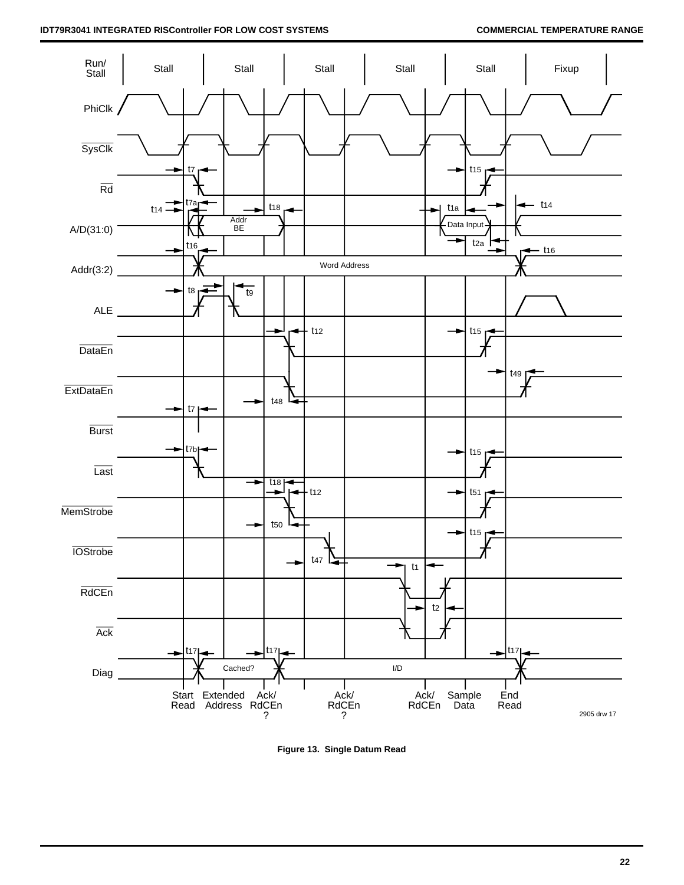Figure 13. Single Datum Read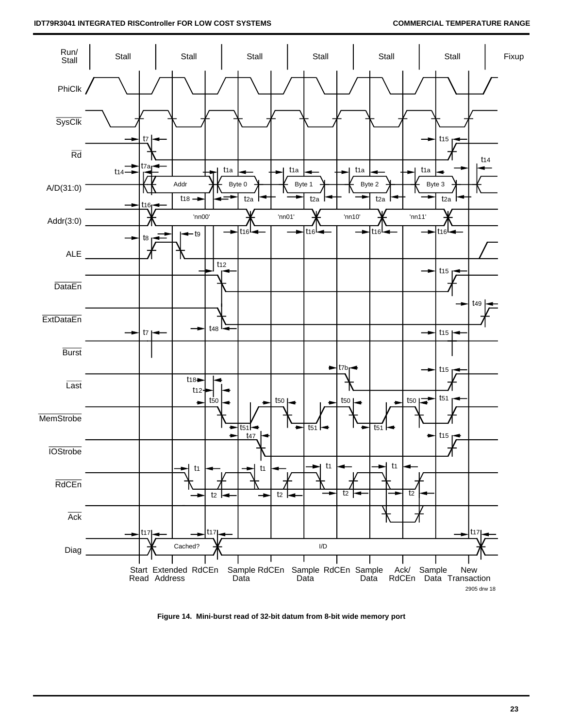Figure 14. Mini-burst read of 32-bit datum from 8-bit wide memory port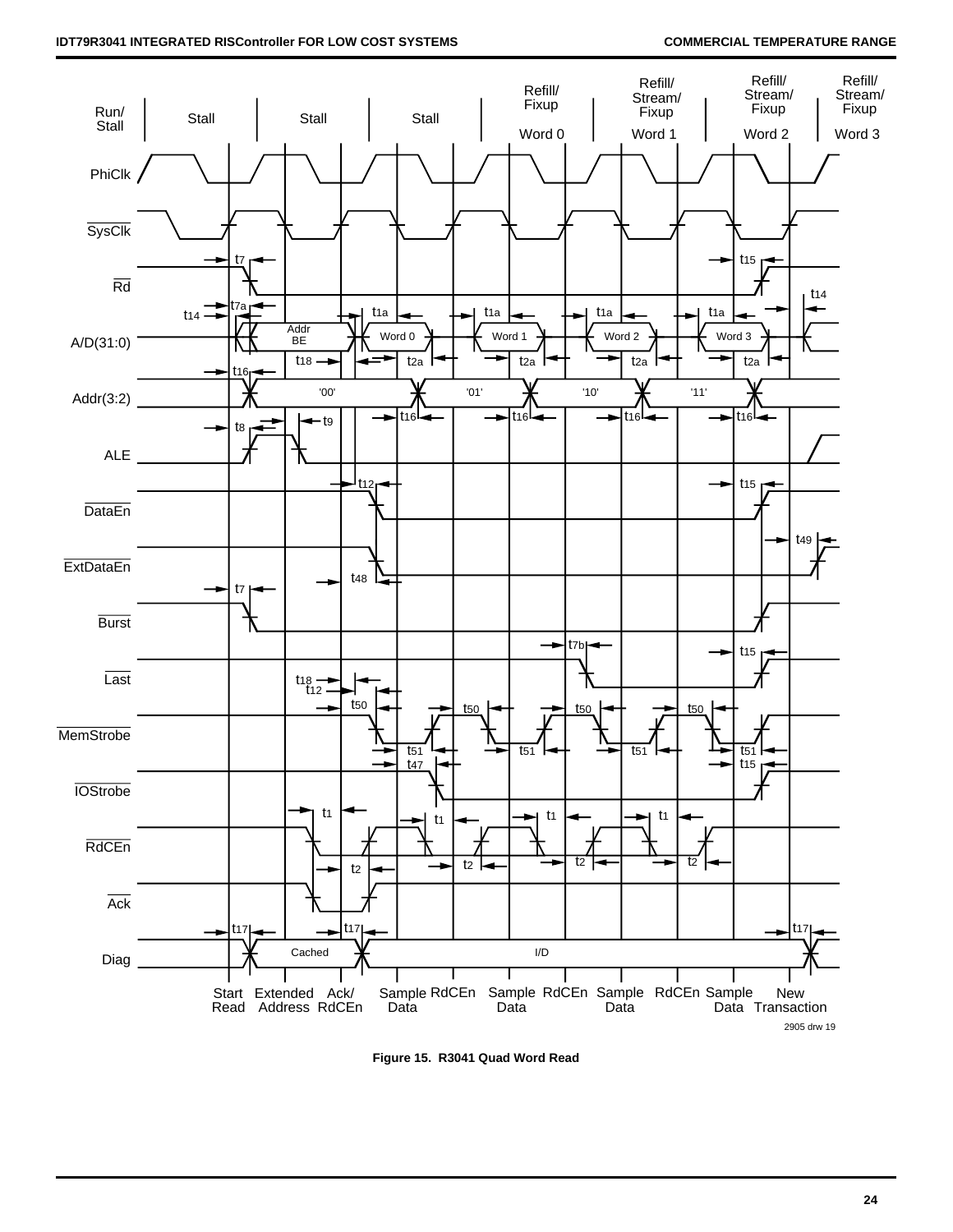Run/Stall: Stall | Stall | Stall | Refill/Fixup Word 0 | Refill/Stream/Fixup Word 1 | Refill/Stream/Fixup Word 2 | Refill/Stream/Fixup Word 3

PhiClk

SysClk

Rd — t7, t15, t14

A/D(31:0) — t7a, t14, Addr BE, t1a, Word 0, t1a, Word 1, t1a, Word 2, t1a, Word 3, t18, t2a, t2a, t2a, t2a

Addr(3:2) — t16, '00', '01', '10', '11', t16, t16, t16, t16

ALE — t8, t9

DataEn — t12, t15

ExtDataEn — t49, t48

Burst — t7

Last — t7b, t15

MemStrobe — t18, t12, t50, t50, t50, t50, t51, t51, t51, t51, t47, t15

IOStrobe

RdCEn — t1, t1, t1, t1, t2, t2, t2, t2

Ack

Diag — t17, t17, Cached, I/D, t17

Start Read | Extended Address | Ack/RdCEn | Sample Data | RdCEn | Sample Data | RdCEn | Sample Data | RdCEn | Sample Data | New Transaction

2905 drw 19

**Figure 15. R3041 Quad Word Read**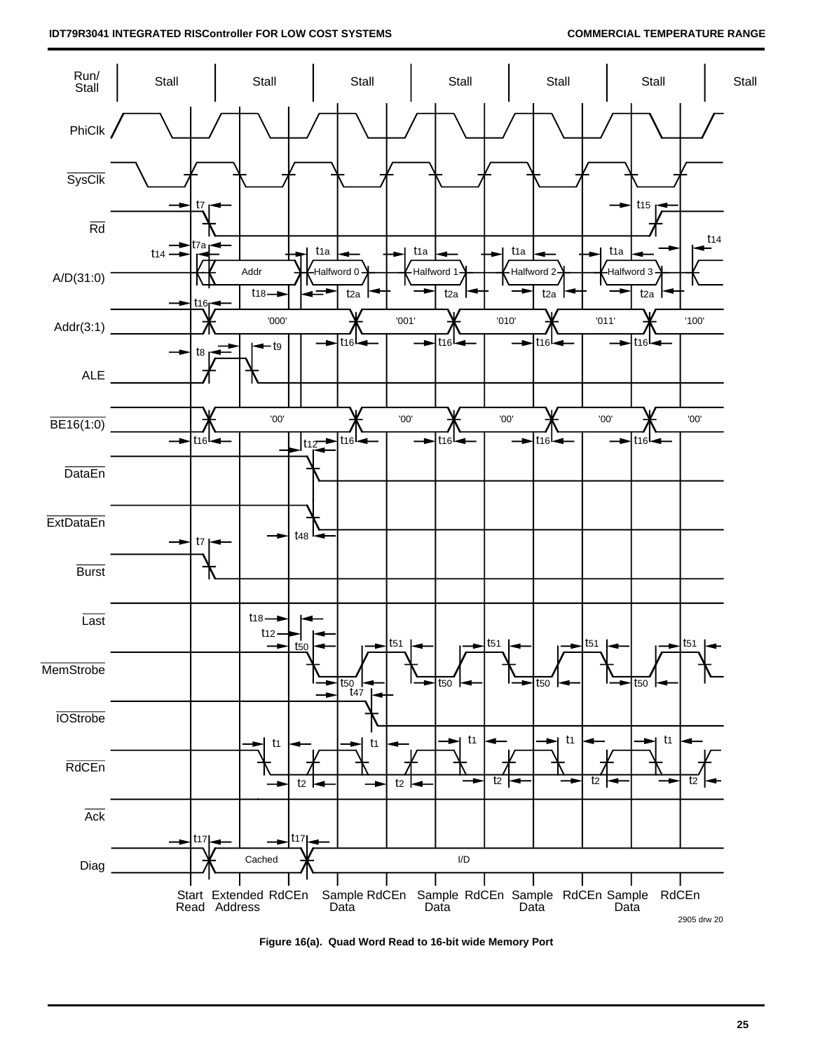Figure 16(a). Quad Word Read to 16-bit wide Memory Port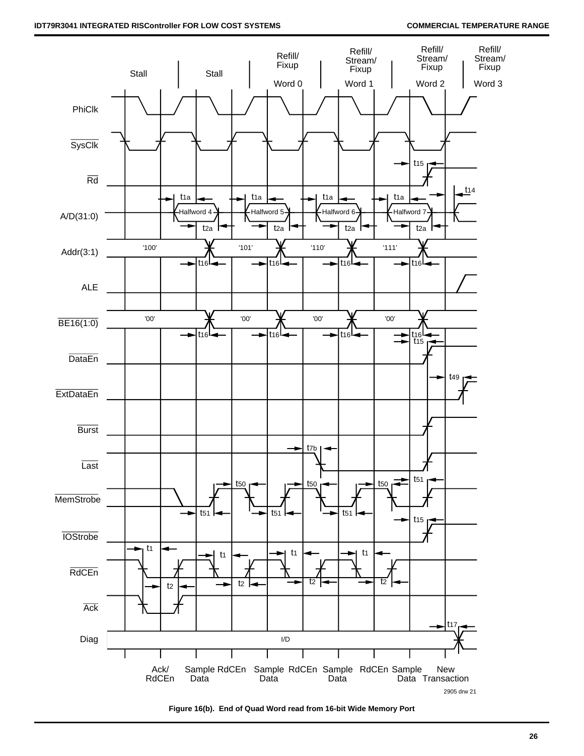Stall | Stall | Refill/ Fixup Word 0 | Refill/ Stream/ Fixup Word 1 | Refill/ Stream/ Fixup Word 2 | Refill/ Stream/ Fixup Word 3

PhiClk

SysClk

Rd

A/D(31:0) — Halfword 4, Halfword 5, Halfword 6, Halfword 7

Addr(3:1) — '100', '101', '110', '111'

ALE

BE16(1:0) — '00', '00', '00', '00'

DataEn

ExtDataEn

Burst

Last

MemStrobe

IOStrobe

RdCEn

Ack

Diag — I/D

Ack/ RdCEn | Sample Data | RdCEn | Sample Data | RdCEn | Sample Data | RdCEn | Sample Data | New Transaction

2905 drw 21

**Figure 16(b). End of Quad Word read from 16-bit Wide Memory Port**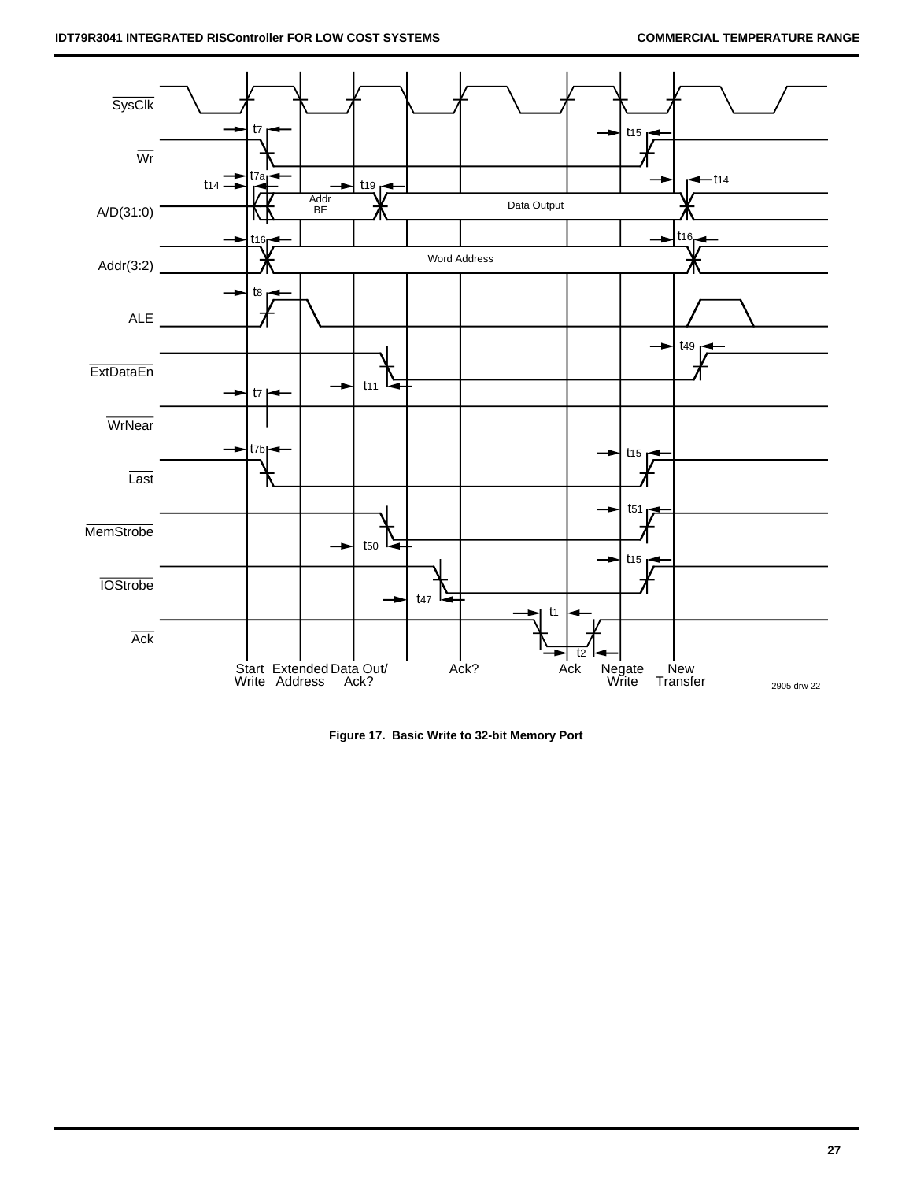Figure 17. Basic Write to 32-bit Memory Port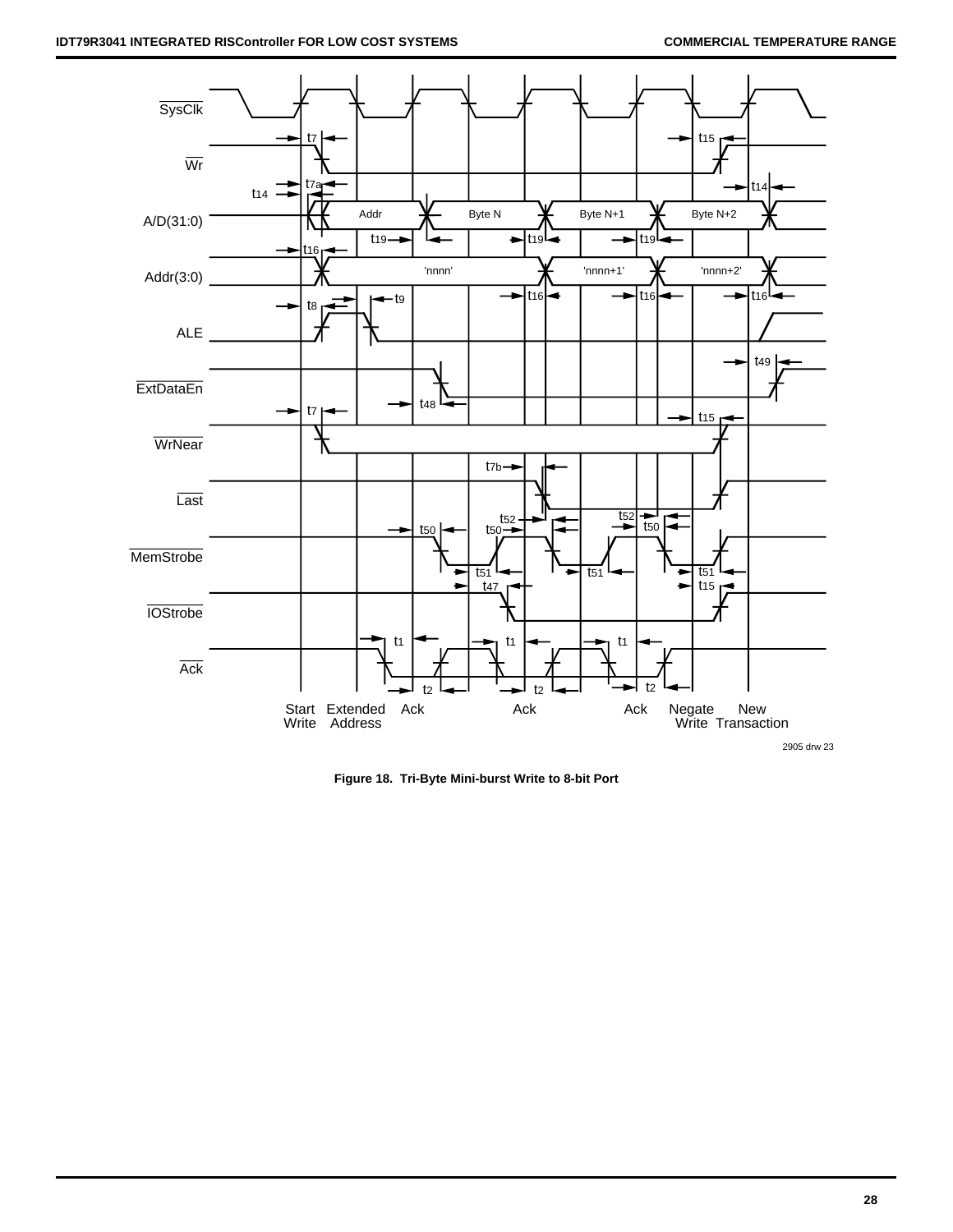Figure 18. Tri-Byte Mini-burst Write to 8-bit Port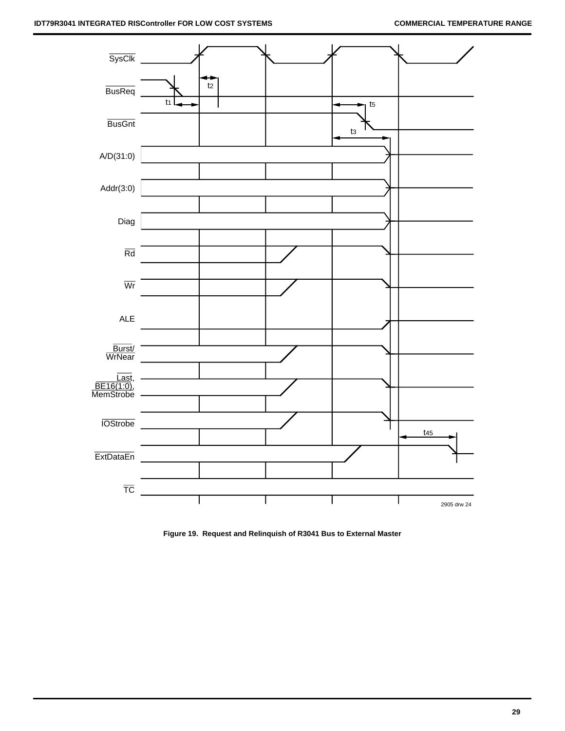Figure 19. Request and Relinquish of R3041 Bus to External Master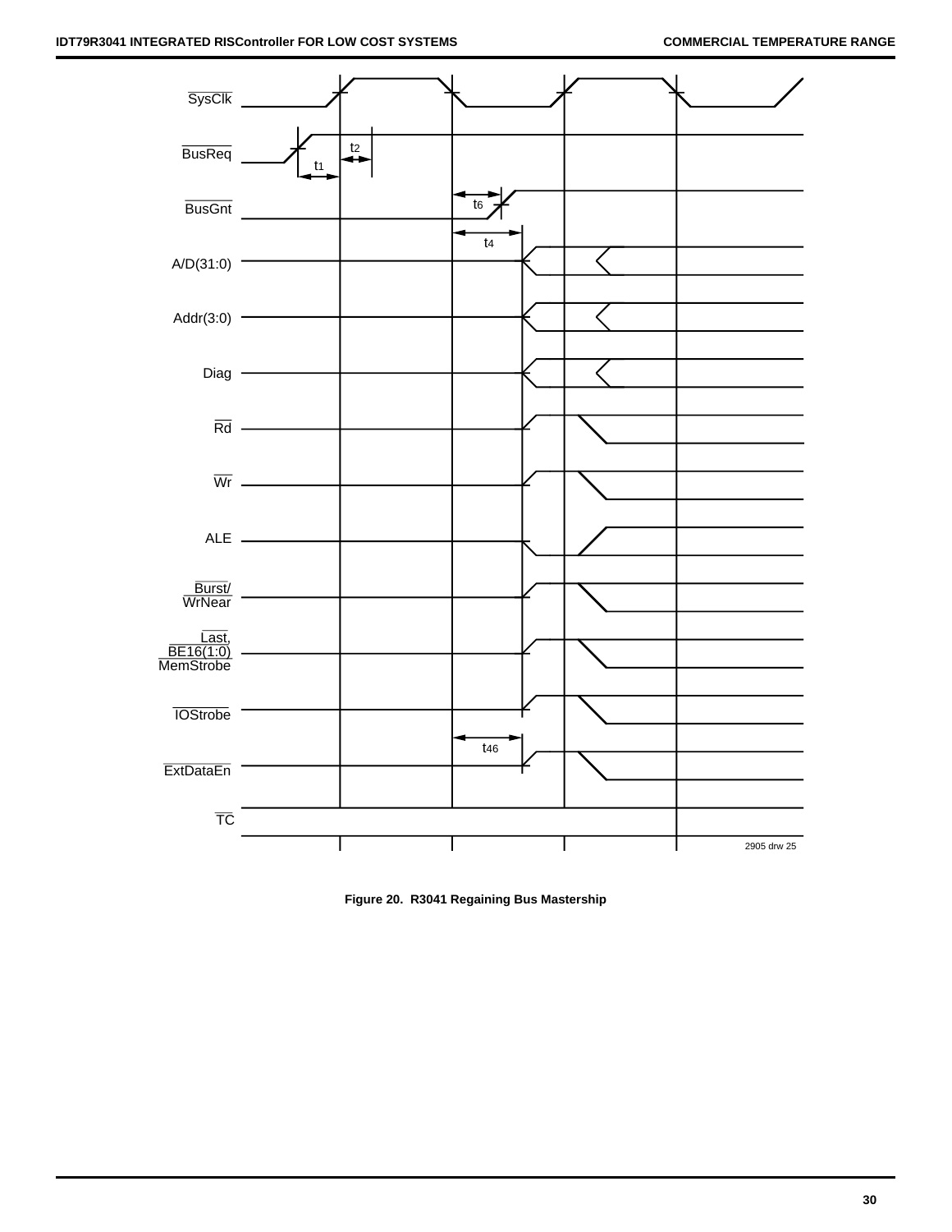SysClk

BusReq

BusGnt

A/D(31:0)

Addr(3:0)

Diag

Rd

Wr

ALE

Burst/
WrNear

Last,
BE16(1:0)
MemStrobe

IOStrobe

ExtDataEn

TC

t1 t2 t6 t4 t46

2905 drw 25

**Figure 20. R3041 Regaining Bus Mastership**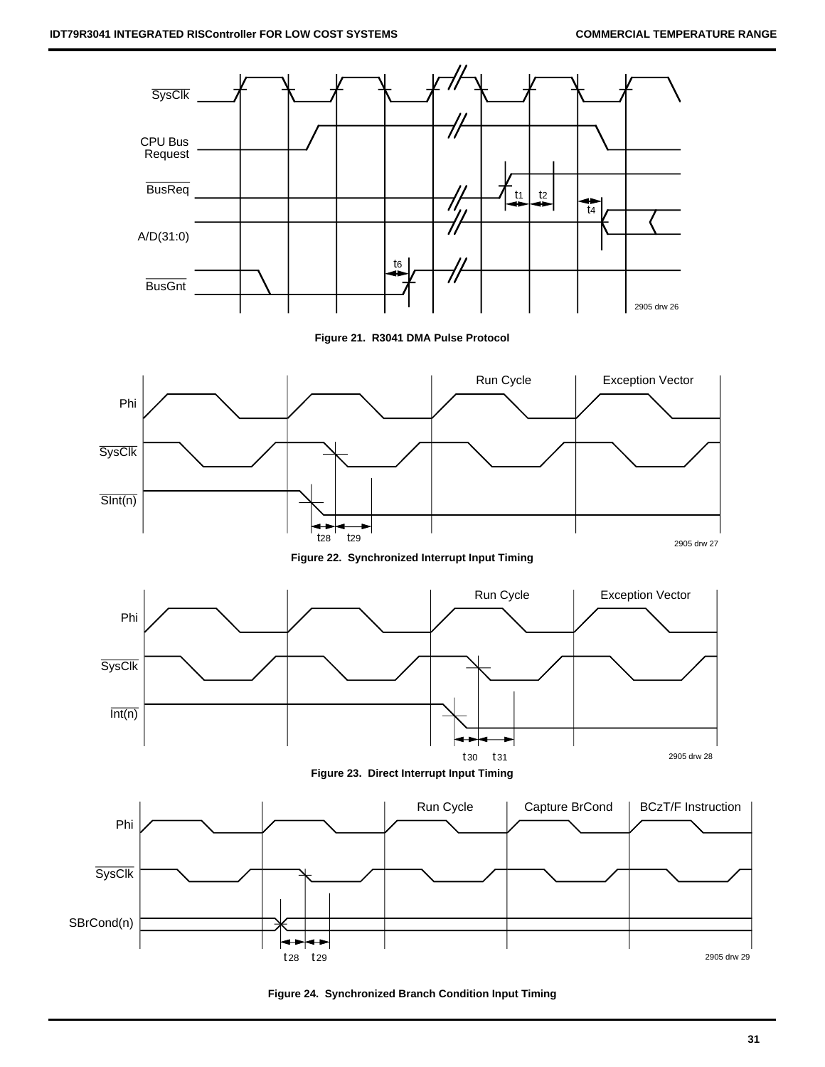Figure 21. R3041 DMA Pulse Protocol

Figure 22. Synchronized Interrupt Input Timing

Figure 23. Direct Interrupt Input Timing

Figure 24. Synchronized Branch Condition Input Timing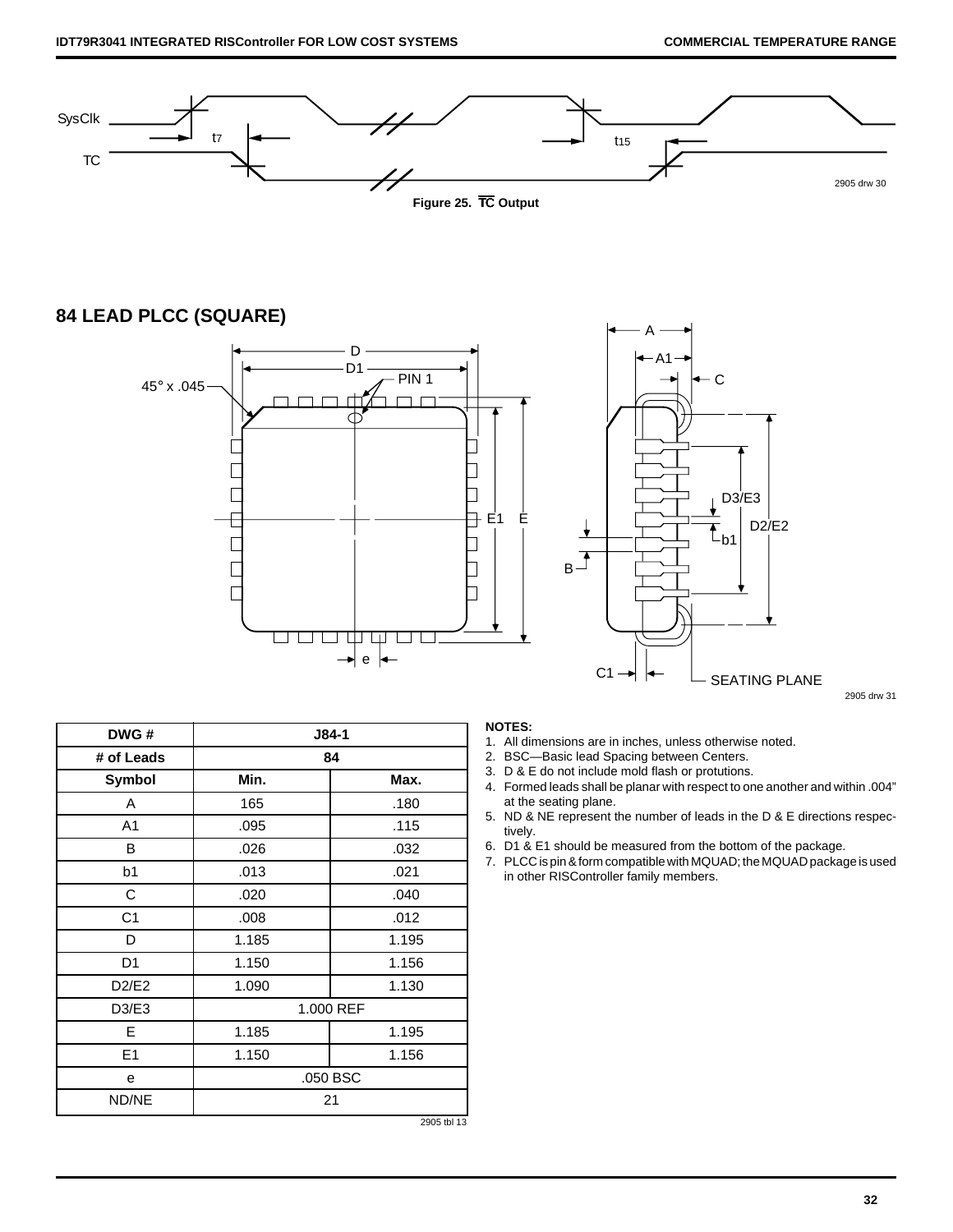Figure 25. $\overline{TC}$ Output

## 84 LEAD PLCC (SQUARE)

| DWG # | J84-1 | |
|---|---|---|
| # of Leads | 84 | |
| Symbol | Min. | Max. |
| A | 165 | .180 |
| A1 | .095 | .115 |
| B | .026 | .032 |
| b1 | .013 | .021 |
| C | .020 | .040 |
| C1 | .008 | .012 |
| D | 1.185 | 1.195 |
| D1 | 1.150 | 1.156 |
| D2/E2 | 1.090 | 1.130 |
| D3/E3 | 1.000 REF | |
| E | 1.185 | 1.195 |
| E1 | 1.150 | 1.156 |
| e | .050 BSC | |
| ND/NE | 21 | |

**NOTES:**

1. All dimensions are in inches, unless otherwise noted.
2. BSC—Basic lead Spacing between Centers.
3. D & E do not include mold flash or protutions.
4. Formed leads shall be planar with respect to one another and within .004" at the seating plane.
5. ND & NE represent the number of leads in the D & E directions respectively.
6. D1 & E1 should be measured from the bottom of the package.
7. PLCC is pin & form compatible with MQUAD; the MQUAD package is used in other RISController family members.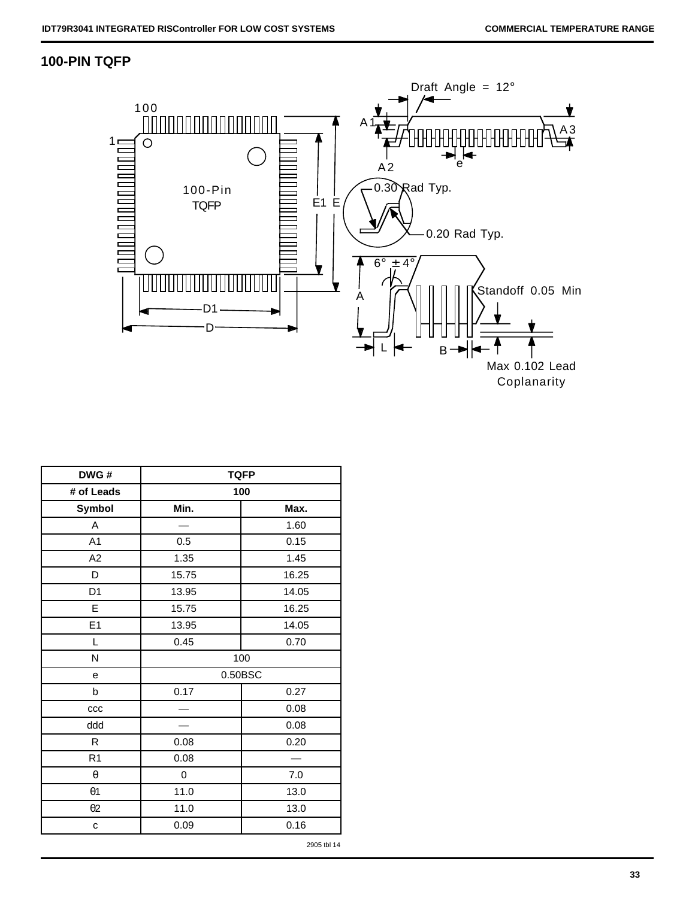## 100-PIN TQFP

| DWG # | TQFP | |
|---|---|---|
| # of Leads | 100 | |
| Symbol | Min. | Max. |
| A | — | 1.60 |
| A1 | 0.5 | 0.15 |
| A2 | 1.35 | 1.45 |
| D | 15.75 | 16.25 |
| D1 | 13.95 | 14.05 |
| E | 15.75 | 16.25 |
| E1 | 13.95 | 14.05 |
| L | 0.45 | 0.70 |
| N | 100 | |
| e | 0.50BSC | |
| b | 0.17 | 0.27 |
| ccc | — | 0.08 |
| ddd | — | 0.08 |
| R | 0.08 | 0.20 |
| R1 | 0.08 | — |
| θ | 0 | 7.0 |
| θ1 | 11.0 | 13.0 |
| θ2 | 11.0 | 13.0 |
| c | 0.09 | 0.16 |

2905 tbl 14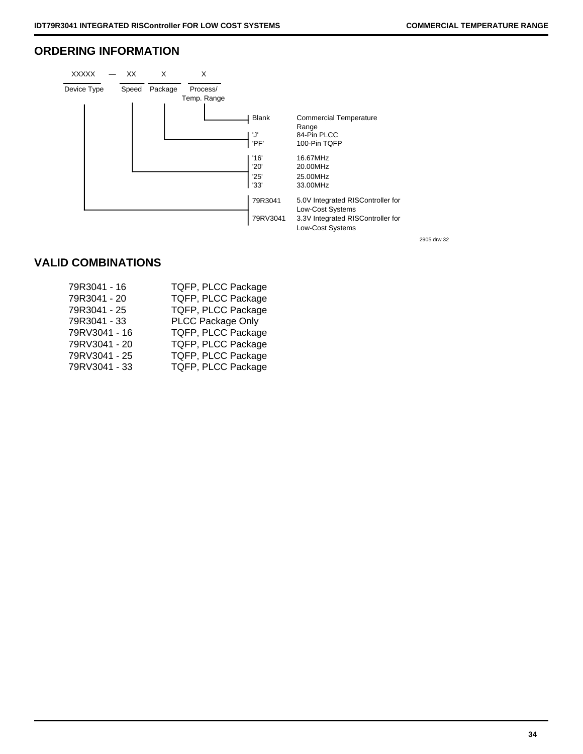## ORDERING INFORMATION

XXXXX — XX X X

Device Type Speed Package Process/ Temp. Range

| | |
|---|---|
| Blank | Commercial Temperature Range |
| 'J' | 84-Pin PLCC |
| 'PF' | 100-Pin TQFP |
| '16' | 16.67MHz |
| '20' | 20.00MHz |
| '25' | 25.00MHz |
| '33' | 33.00MHz |
| 79R3041 | 5.0V Integrated RISController for Low-Cost Systems |
| 79RV3041 | 3.3V Integrated RISController for Low-Cost Systems |

2905 drw 32

## VALID COMBINATIONS

| | |
|---|---|
| 79R3041 - 16 | TQFP, PLCC Package |
| 79R3041 - 20 | TQFP, PLCC Package |
| 79R3041 - 25 | TQFP, PLCC Package |
| 79R3041 - 33 | PLCC Package Only |
| 79RV3041 - 16 | TQFP, PLCC Package |
| 79RV3041 - 20 | TQFP, PLCC Package |
| 79RV3041 - 25 | TQFP, PLCC Package |
| 79RV3041 - 33 | TQFP, PLCC Package |